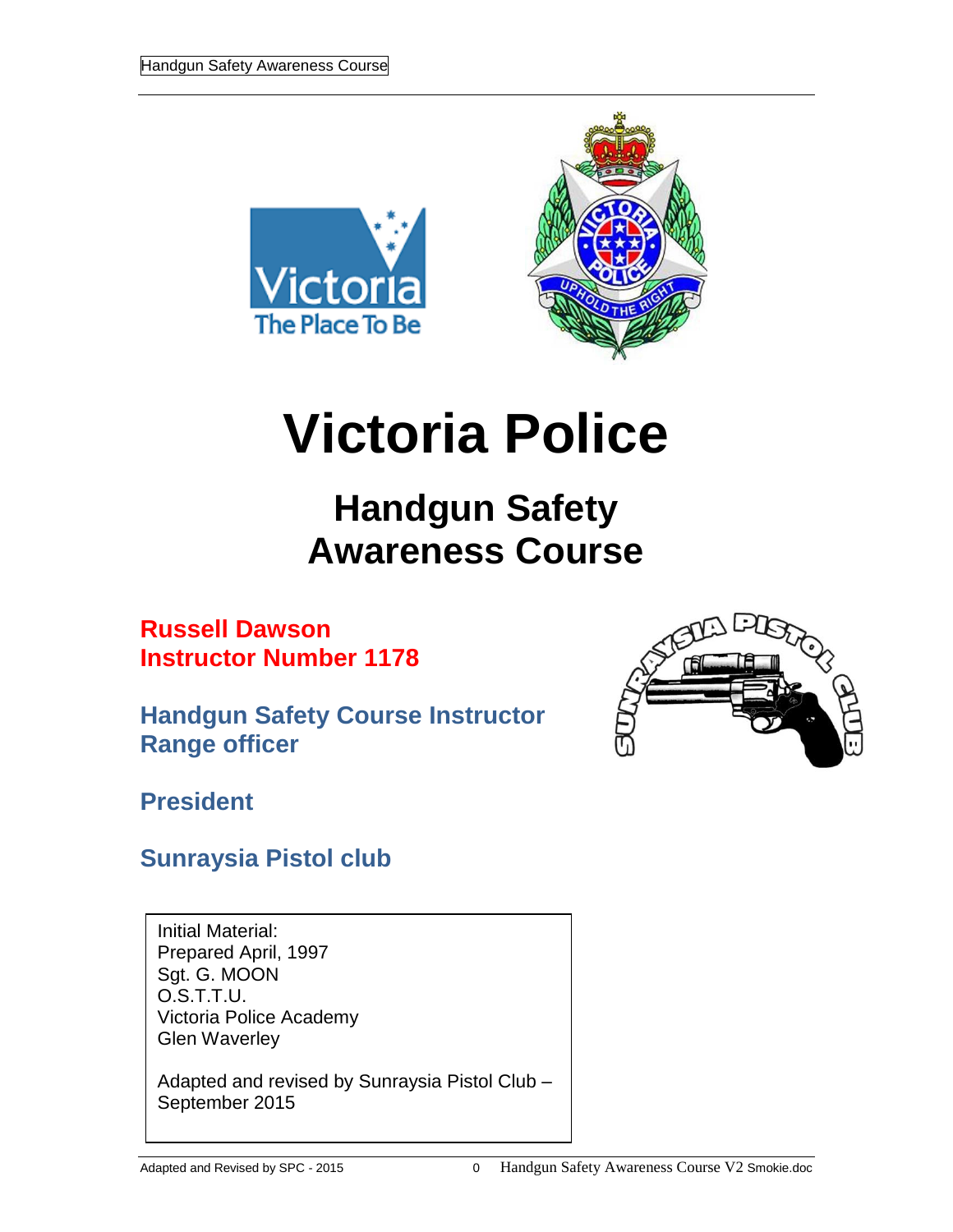# Victoria Police

## Handgun Safety Awareness Course

**Russell Dawson**
**Instructor Number 1178**

**Handgun Safety Course Instructor**
**Range officer**

**President**

**Sunraysia Pistol club**

Initial Material:
Prepared April, 1997
Sgt. G. MOON
O.S.T.T.U.
Victoria Police Academy
Glen Waverley

Adapted and revised by Sunraysia Pistol Club – September 2015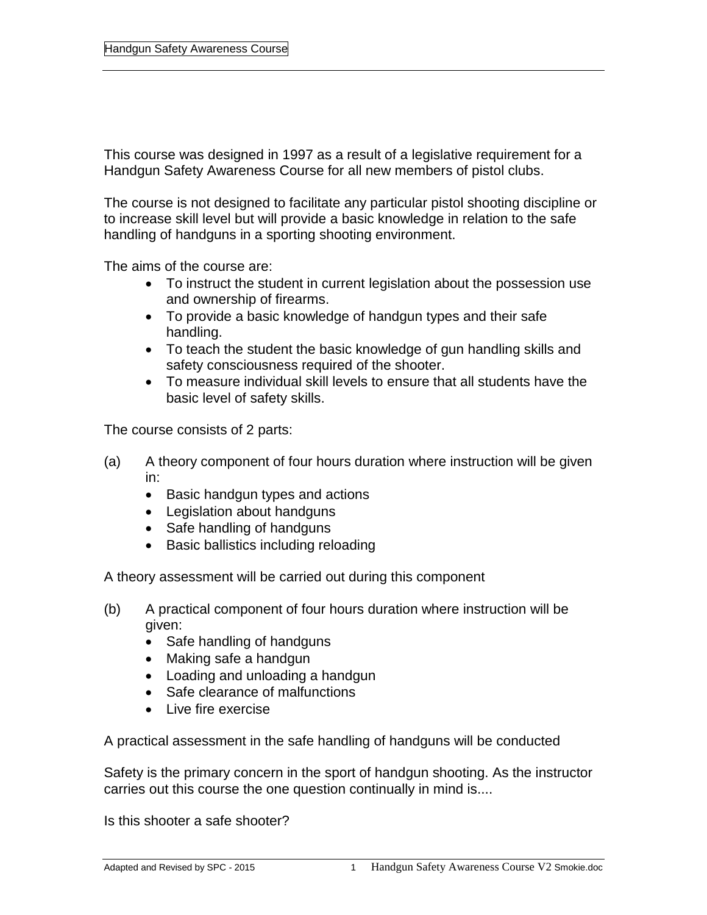This course was designed in 1997 as a result of a legislative requirement for a Handgun Safety Awareness Course for all new members of pistol clubs.

The course is not designed to facilitate any particular pistol shooting discipline or to increase skill level but will provide a basic knowledge in relation to the safe handling of handguns in a sporting shooting environment.

The aims of the course are:

- To instruct the student in current legislation about the possession use and ownership of firearms.
- To provide a basic knowledge of handgun types and their safe handling.
- To teach the student the basic knowledge of gun handling skills and safety consciousness required of the shooter.
- To measure individual skill levels to ensure that all students have the basic level of safety skills.

The course consists of 2 parts:

(a) A theory component of four hours duration where instruction will be given in:

- Basic handgun types and actions
- Legislation about handguns
- Safe handling of handguns
- Basic ballistics including reloading

A theory assessment will be carried out during this component

(b) A practical component of four hours duration where instruction will be given:

- Safe handling of handguns
- Making safe a handgun
- Loading and unloading a handgun
- Safe clearance of malfunctions
- Live fire exercise

A practical assessment in the safe handling of handguns will be conducted

Safety is the primary concern in the sport of handgun shooting. As the instructor carries out this course the one question continually in mind is....

Is this shooter a safe shooter?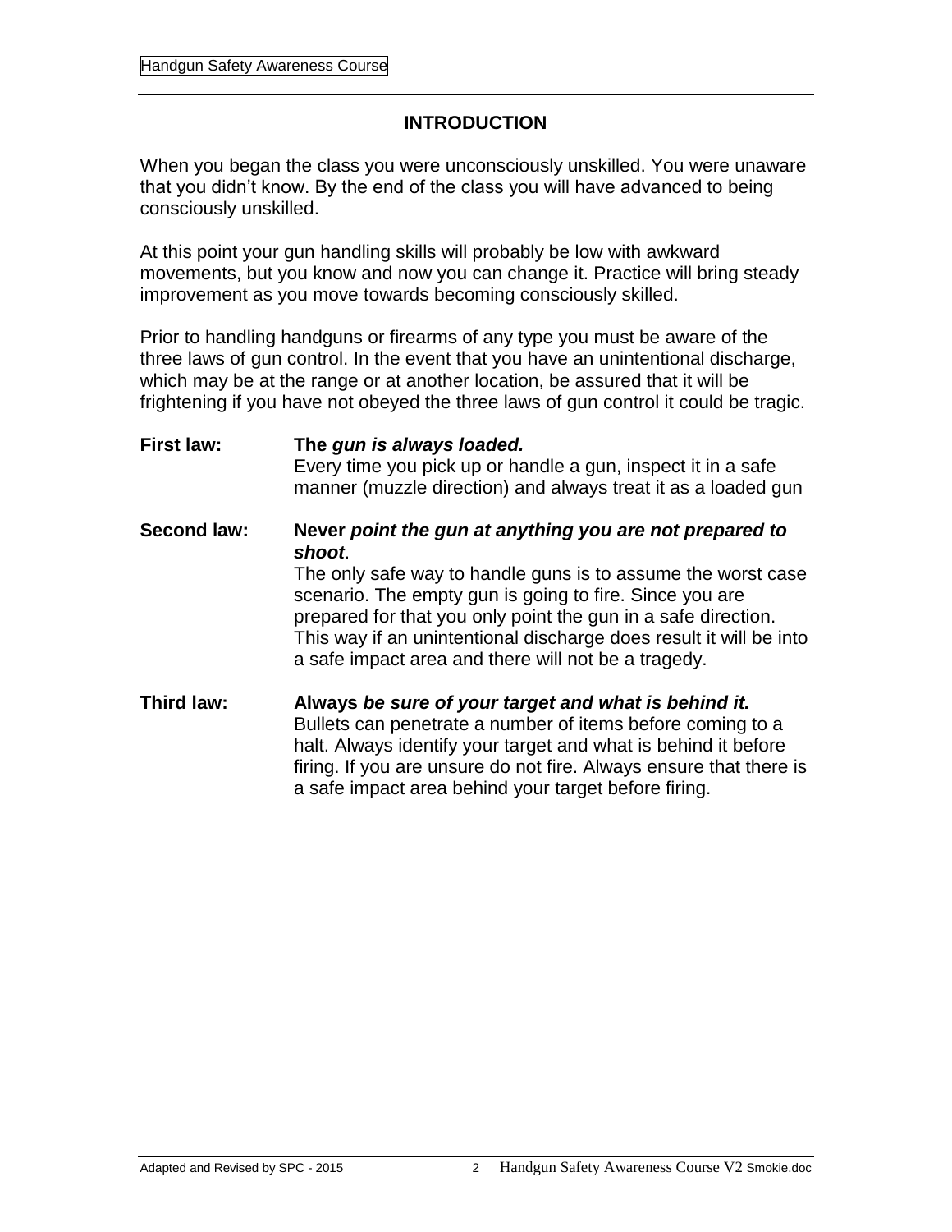## INTRODUCTION

When you began the class you were unconsciously unskilled. You were unaware that you didn't know. By the end of the class you will have advanced to being consciously unskilled.

At this point your gun handling skills will probably be low with awkward movements, but you know and now you can change it. Practice will bring steady improvement as you move towards becoming consciously skilled.

Prior to handling handguns or firearms of any type you must be aware of the three laws of gun control. In the event that you have an unintentional discharge, which may be at the range or at another location, be assured that it will be frightening if you have not obeyed the three laws of gun control it could be tragic.

**First law:** **The *gun is always loaded.***
Every time you pick up or handle a gun, inspect it in a safe manner (muzzle direction) and always treat it as a loaded gun

**Second law:** **Never *point the gun at anything you are not prepared to shoot***.
The only safe way to handle guns is to assume the worst case scenario. The empty gun is going to fire. Since you are prepared for that you only point the gun in a safe direction. This way if an unintentional discharge does result it will be into a safe impact area and there will not be a tragedy.

**Third law:** **Always *be sure of your target and what is behind it.***
Bullets can penetrate a number of items before coming to a halt. Always identify your target and what is behind it before firing. If you are unsure do not fire. Always ensure that there is a safe impact area behind your target before firing.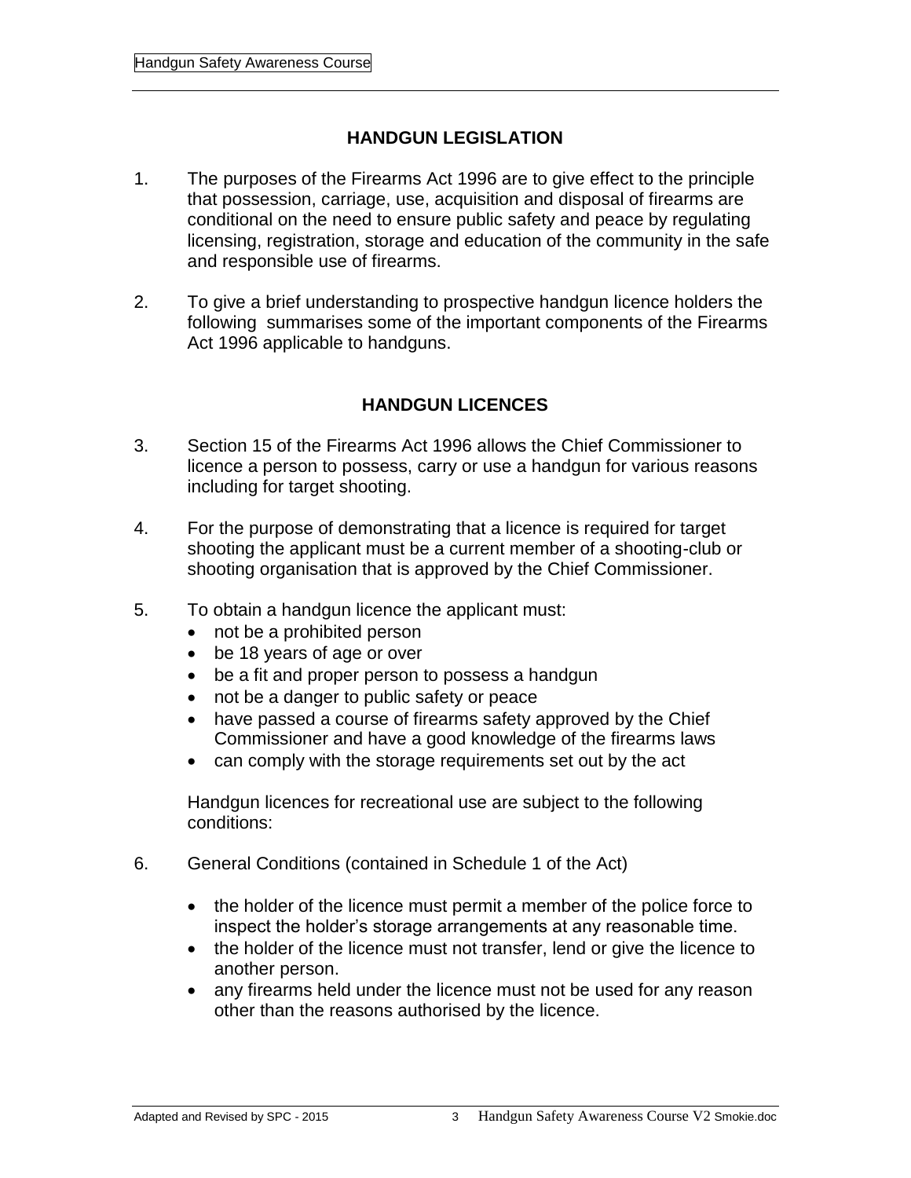## HANDGUN LEGISLATION

1. The purposes of the Firearms Act 1996 are to give effect to the principle that possession, carriage, use, acquisition and disposal of firearms are conditional on the need to ensure public safety and peace by regulating licensing, registration, storage and education of the community in the safe and responsible use of firearms.

2. To give a brief understanding to prospective handgun licence holders the following summarises some of the important components of the Firearms Act 1996 applicable to handguns.

## HANDGUN LICENCES

3. Section 15 of the Firearms Act 1996 allows the Chief Commissioner to licence a person to possess, carry or use a handgun for various reasons including for target shooting.

4. For the purpose of demonstrating that a licence is required for target shooting the applicant must be a current member of a shooting-club or shooting organisation that is approved by the Chief Commissioner.

5. To obtain a handgun licence the applicant must:
   - not be a prohibited person
   - be 18 years of age or over
   - be a fit and proper person to possess a handgun
   - not be a danger to public safety or peace
   - have passed a course of firearms safety approved by the Chief Commissioner and have a good knowledge of the firearms laws
   - can comply with the storage requirements set out by the act

   Handgun licences for recreational use are subject to the following conditions:

6. General Conditions (contained in Schedule 1 of the Act)

   - the holder of the licence must permit a member of the police force to inspect the holder's storage arrangements at any reasonable time.
   - the holder of the licence must not transfer, lend or give the licence to another person.
   - any firearms held under the licence must not be used for any reason other than the reasons authorised by the licence.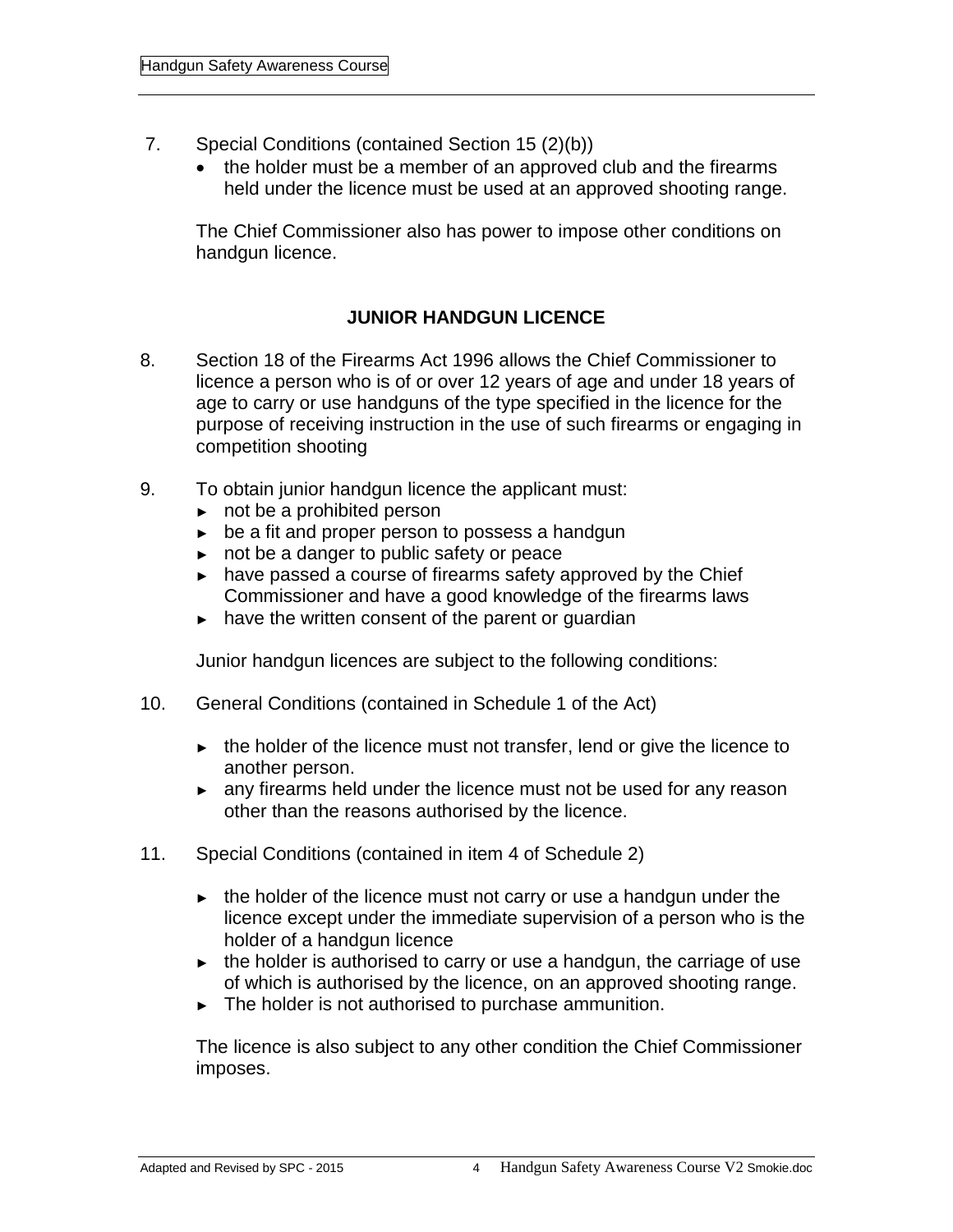7. Special Conditions (contained Section 15 (2)(b))
   - the holder must be a member of an approved club and the firearms held under the licence must be used at an approved shooting range.

   The Chief Commissioner also has power to impose other conditions on handgun licence.

## JUNIOR HANDGUN LICENCE

8. Section 18 of the Firearms Act 1996 allows the Chief Commissioner to licence a person who is of or over 12 years of age and under 18 years of age to carry or use handguns of the type specified in the licence for the purpose of receiving instruction in the use of such firearms or engaging in competition shooting

9. To obtain junior handgun licence the applicant must:
   - not be a prohibited person
   - be a fit and proper person to possess a handgun
   - not be a danger to public safety or peace
   - have passed a course of firearms safety approved by the Chief Commissioner and have a good knowledge of the firearms laws
   - have the written consent of the parent or guardian

   Junior handgun licences are subject to the following conditions:

10. General Conditions (contained in Schedule 1 of the Act)
    - the holder of the licence must not transfer, lend or give the licence to another person.
    - any firearms held under the licence must not be used for any reason other than the reasons authorised by the licence.

11. Special Conditions (contained in item 4 of Schedule 2)
    - the holder of the licence must not carry or use a handgun under the licence except under the immediate supervision of a person who is the holder of a handgun licence
    - the holder is authorised to carry or use a handgun, the carriage of use of which is authorised by the licence, on an approved shooting range.
    - The holder is not authorised to purchase ammunition.

    The licence is also subject to any other condition the Chief Commissioner imposes.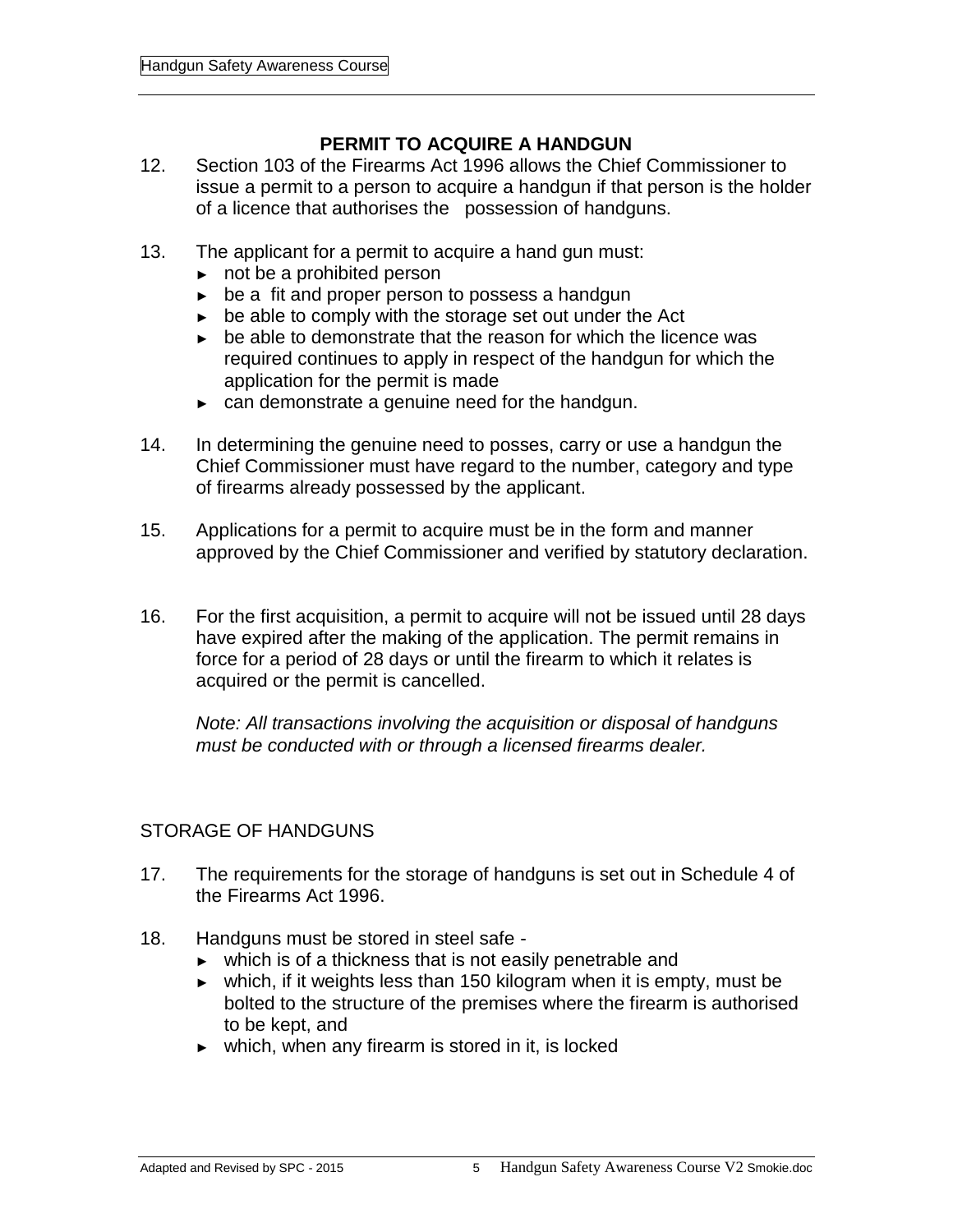## PERMIT TO ACQUIRE A HANDGUN

12. Section 103 of the Firearms Act 1996 allows the Chief Commissioner to issue a permit to a person to acquire a handgun if that person is the holder of a licence that authorises the possession of handguns.

13. The applicant for a permit to acquire a hand gun must:
    - not be a prohibited person
    - be a fit and proper person to possess a handgun
    - be able to comply with the storage set out under the Act
    - be able to demonstrate that the reason for which the licence was required continues to apply in respect of the handgun for which the application for the permit is made
    - can demonstrate a genuine need for the handgun.

14. In determining the genuine need to posses, carry or use a handgun the Chief Commissioner must have regard to the number, category and type of firearms already possessed by the applicant.

15. Applications for a permit to acquire must be in the form and manner approved by the Chief Commissioner and verified by statutory declaration.

16. For the first acquisition, a permit to acquire will not be issued until 28 days have expired after the making of the application. The permit remains in force for a period of 28 days or until the firearm to which it relates is acquired or the permit is cancelled.

    *Note: All transactions involving the acquisition or disposal of handguns must be conducted with or through a licensed firearms dealer.*

## STORAGE OF HANDGUNS

17. The requirements for the storage of handguns is set out in Schedule 4 of the Firearms Act 1996.

18. Handguns must be stored in steel safe -
    - which is of a thickness that is not easily penetrable and
    - which, if it weights less than 150 kilogram when it is empty, must be bolted to the structure of the premises where the firearm is authorised to be kept, and
    - which, when any firearm is stored in it, is locked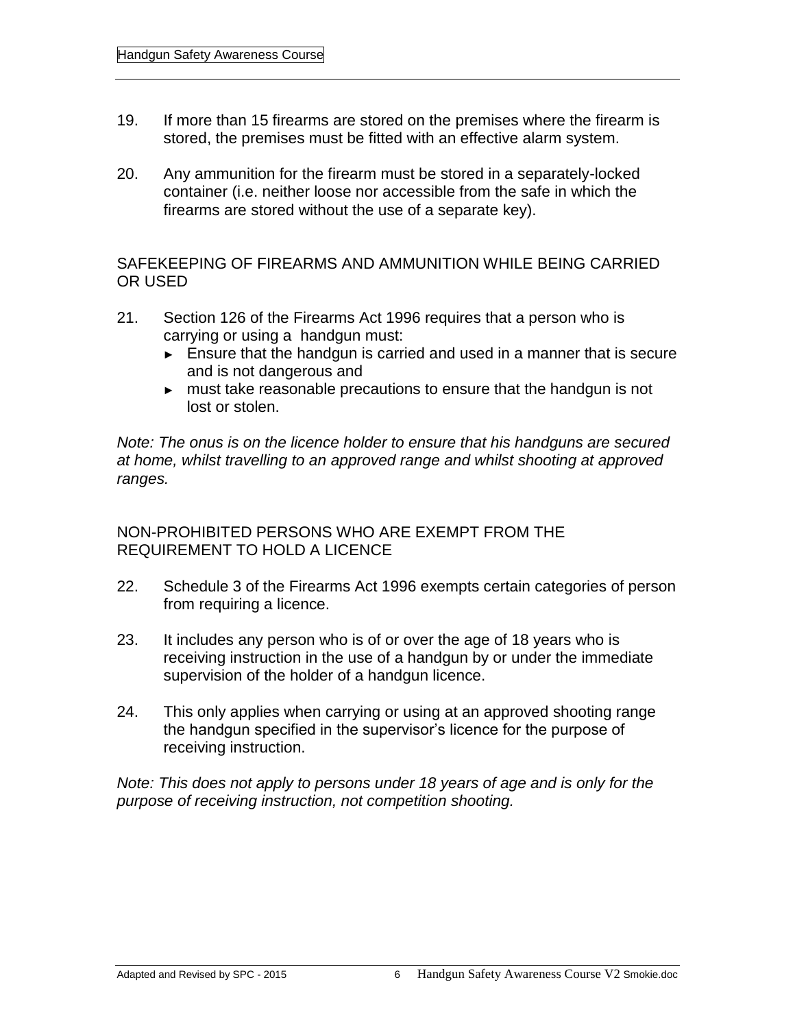19. If more than 15 firearms are stored on the premises where the firearm is stored, the premises must be fitted with an effective alarm system.

20. Any ammunition for the firearm must be stored in a separately-locked container (i.e. neither loose nor accessible from the safe in which the firearms are stored without the use of a separate key).

## SAFEKEEPING OF FIREARMS AND AMMUNITION WHILE BEING CARRIED OR USED

21. Section 126 of the Firearms Act 1996 requires that a person who is carrying or using a handgun must:
    - Ensure that the handgun is carried and used in a manner that is secure and is not dangerous and
    - must take reasonable precautions to ensure that the handgun is not lost or stolen.

*Note: The onus is on the licence holder to ensure that his handguns are secured at home, whilst travelling to an approved range and whilst shooting at approved ranges.*

## NON-PROHIBITED PERSONS WHO ARE EXEMPT FROM THE REQUIREMENT TO HOLD A LICENCE

22. Schedule 3 of the Firearms Act 1996 exempts certain categories of person from requiring a licence.

23. It includes any person who is of or over the age of 18 years who is receiving instruction in the use of a handgun by or under the immediate supervision of the holder of a handgun licence.

24. This only applies when carrying or using at an approved shooting range the handgun specified in the supervisor's licence for the purpose of receiving instruction.

*Note: This does not apply to persons under 18 years of age and is only for the purpose of receiving instruction, not competition shooting.*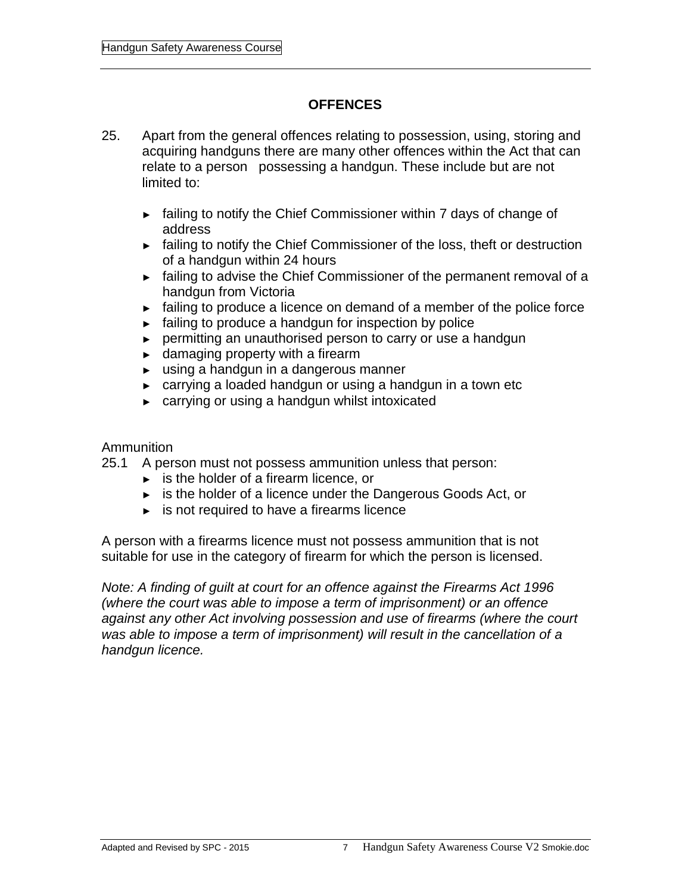## OFFENCES

25. Apart from the general offences relating to possession, using, storing and acquiring handguns there are many other offences within the Act that can relate to a person possessing a handgun. These include but are not limited to:

- failing to notify the Chief Commissioner within 7 days of change of address
- failing to notify the Chief Commissioner of the loss, theft or destruction of a handgun within 24 hours
- failing to advise the Chief Commissioner of the permanent removal of a handgun from Victoria
- failing to produce a licence on demand of a member of the police force
- failing to produce a handgun for inspection by police
- permitting an unauthorised person to carry or use a handgun
- damaging property with a firearm
- using a handgun in a dangerous manner
- carrying a loaded handgun or using a handgun in a town etc
- carrying or using a handgun whilst intoxicated

Ammunition

25.1 A person must not possess ammunition unless that person:

- is the holder of a firearm licence, or
- is the holder of a licence under the Dangerous Goods Act, or
- is not required to have a firearms licence

A person with a firearms licence must not possess ammunition that is not suitable for use in the category of firearm for which the person is licensed.

*Note: A finding of guilt at court for an offence against the Firearms Act 1996 (where the court was able to impose a term of imprisonment) or an offence against any other Act involving possession and use of firearms (where the court was able to impose a term of imprisonment) will result in the cancellation of a handgun licence.*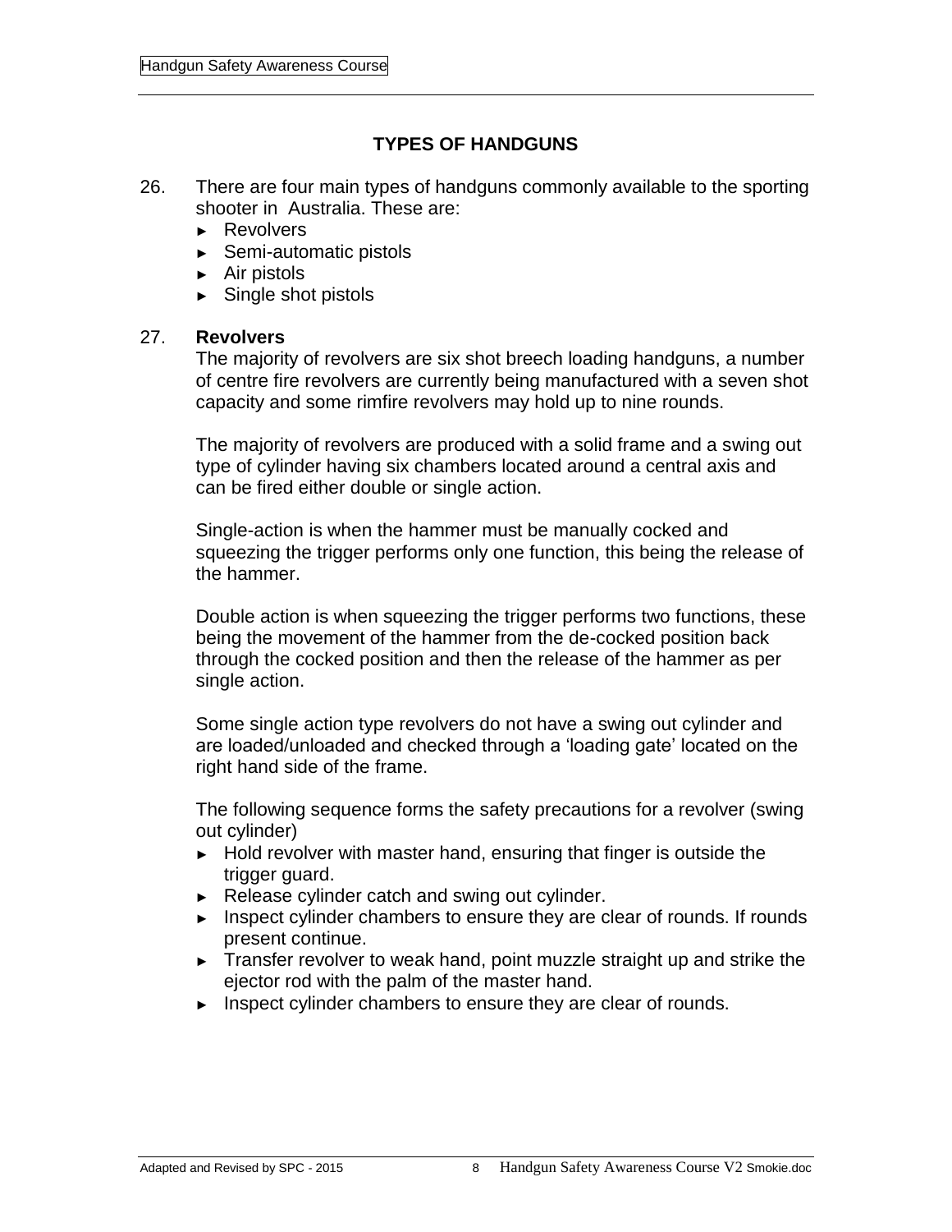## TYPES OF HANDGUNS

26. There are four main types of handguns commonly available to the sporting shooter in Australia. These are:
    - ► Revolvers
    - ► Semi-automatic pistols
    - ► Air pistols
    - ► Single shot pistols

27. **Revolvers**

    The majority of revolvers are six shot breech loading handguns, a number of centre fire revolvers are currently being manufactured with a seven shot capacity and some rimfire revolvers may hold up to nine rounds.

    The majority of revolvers are produced with a solid frame and a swing out type of cylinder having six chambers located around a central axis and can be fired either double or single action.

    Single-action is when the hammer must be manually cocked and squeezing the trigger performs only one function, this being the release of the hammer.

    Double action is when squeezing the trigger performs two functions, these being the movement of the hammer from the de-cocked position back through the cocked position and then the release of the hammer as per single action.

    Some single action type revolvers do not have a swing out cylinder and are loaded/unloaded and checked through a 'loading gate' located on the right hand side of the frame.

    The following sequence forms the safety precautions for a revolver (swing out cylinder)
    - ► Hold revolver with master hand, ensuring that finger is outside the trigger guard.
    - ► Release cylinder catch and swing out cylinder.
    - ► Inspect cylinder chambers to ensure they are clear of rounds. If rounds present continue.
    - ► Transfer revolver to weak hand, point muzzle straight up and strike the ejector rod with the palm of the master hand.
    - ► Inspect cylinder chambers to ensure they are clear of rounds.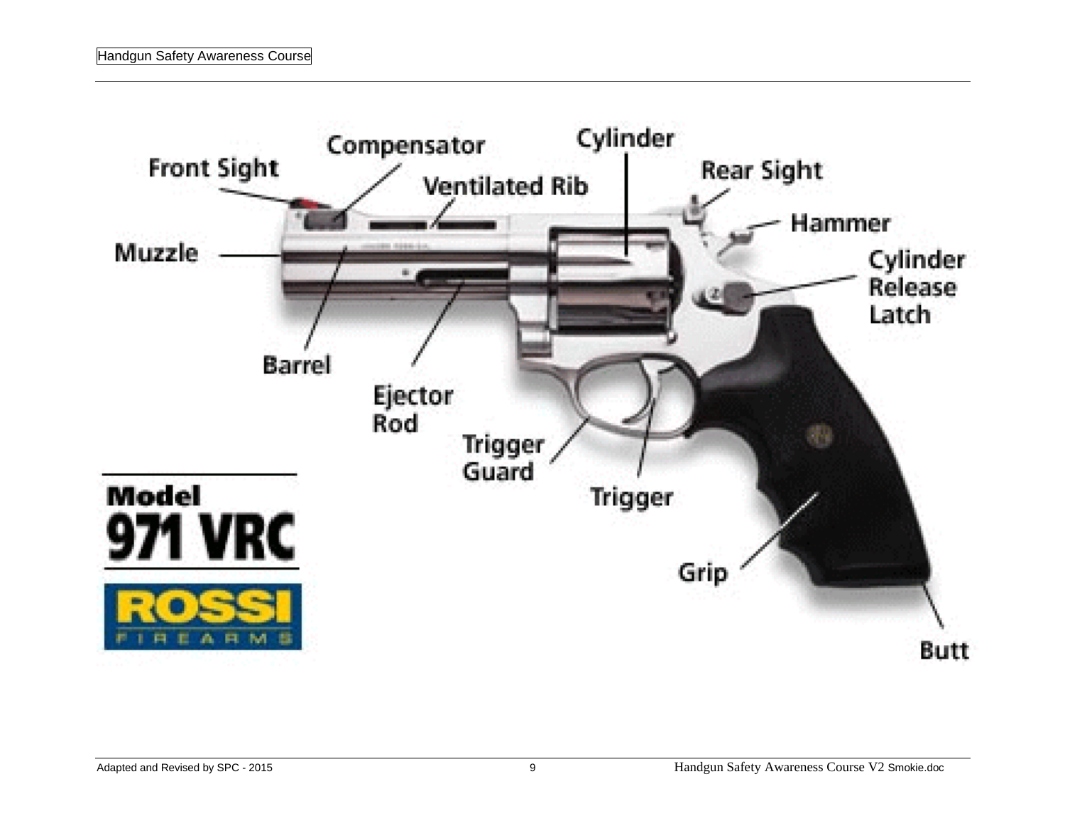Compensator

Cylinder

Front Sight

Rear Sight

Ventilated Rib

Hammer

Muzzle

Cylinder Release Latch

Barrel

Ejector Rod

Trigger Guard

Trigger

Model 971 VRC

ROSSI FIREARMS

Grip

Butt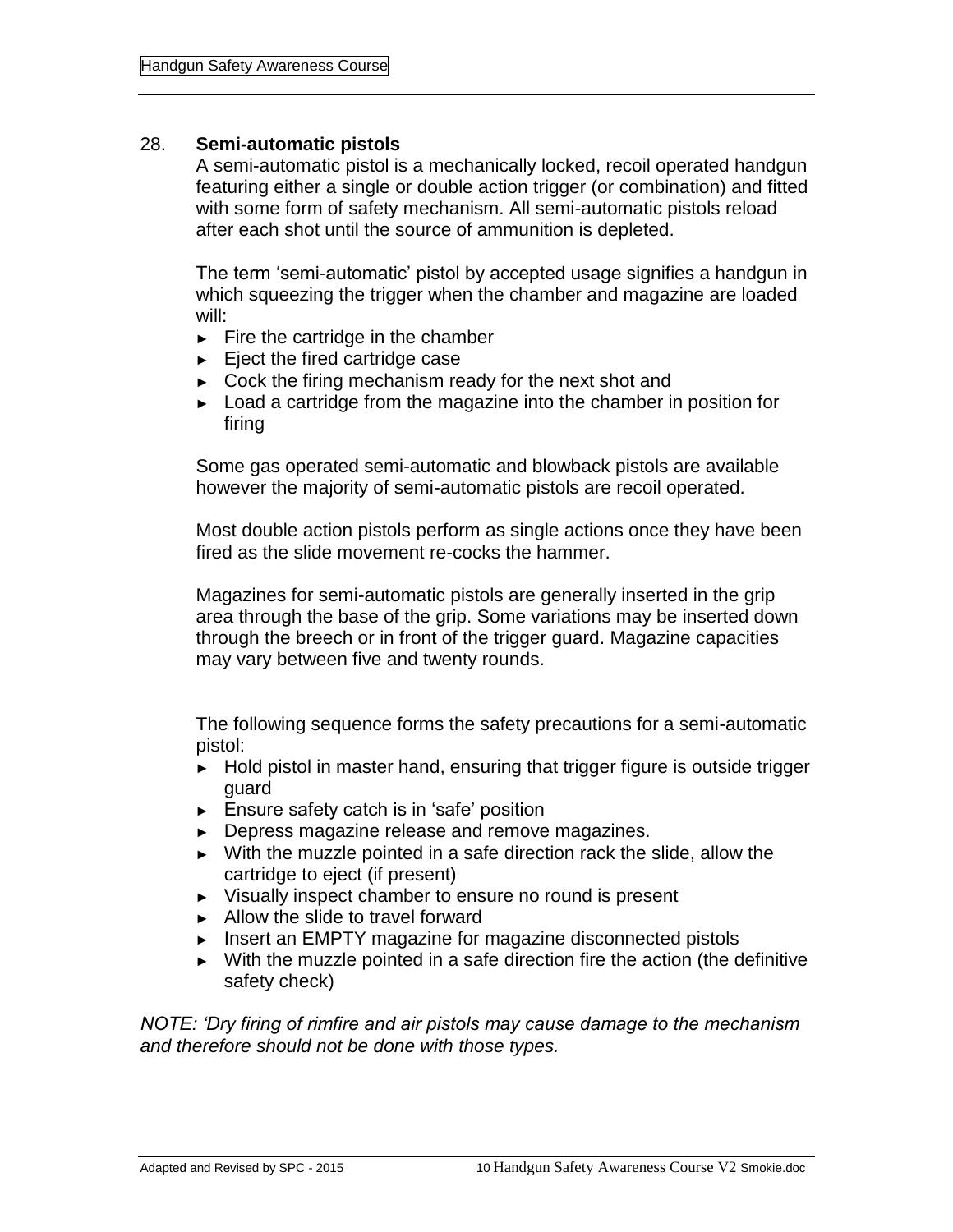## 28. **Semi-automatic pistols**

A semi-automatic pistol is a mechanically locked, recoil operated handgun featuring either a single or double action trigger (or combination) and fitted with some form of safety mechanism. All semi-automatic pistols reload after each shot until the source of ammunition is depleted.

The term 'semi-automatic' pistol by accepted usage signifies a handgun in which squeezing the trigger when the chamber and magazine are loaded will:

- Fire the cartridge in the chamber
- Eject the fired cartridge case
- Cock the firing mechanism ready for the next shot and
- Load a cartridge from the magazine into the chamber in position for firing

Some gas operated semi-automatic and blowback pistols are available however the majority of semi-automatic pistols are recoil operated.

Most double action pistols perform as single actions once they have been fired as the slide movement re-cocks the hammer.

Magazines for semi-automatic pistols are generally inserted in the grip area through the base of the grip. Some variations may be inserted down through the breech or in front of the trigger guard. Magazine capacities may vary between five and twenty rounds.

The following sequence forms the safety precautions for a semi-automatic pistol:

- Hold pistol in master hand, ensuring that trigger figure is outside trigger guard
- Ensure safety catch is in 'safe' position
- Depress magazine release and remove magazines.
- With the muzzle pointed in a safe direction rack the slide, allow the cartridge to eject (if present)
- Visually inspect chamber to ensure no round is present
- Allow the slide to travel forward
- Insert an EMPTY magazine for magazine disconnected pistols
- With the muzzle pointed in a safe direction fire the action (the definitive safety check)

*NOTE: 'Dry firing of rimfire and air pistols may cause damage to the mechanism and therefore should not be done with those types.*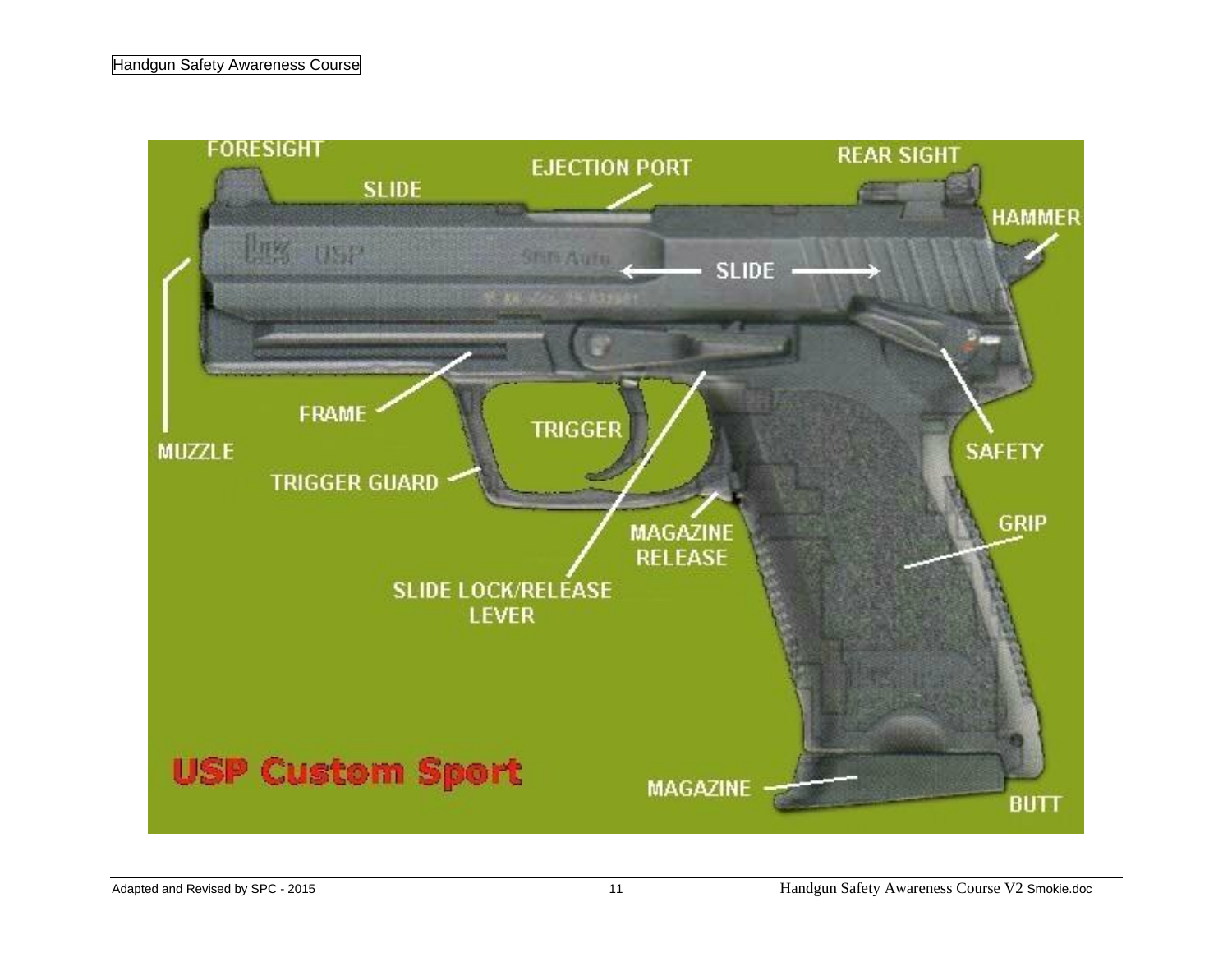FORESIGHT

SLIDE

EJECTION PORT

REAR SIGHT

HAMMER

SLIDE

MUZZLE

FRAME

TRIGGER

SAFETY

TRIGGER GUARD

MAGAZINE RELEASE

GRIP

SLIDE LOCK/RELEASE LEVER

USP Custom Sport

MAGAZINE

BUTT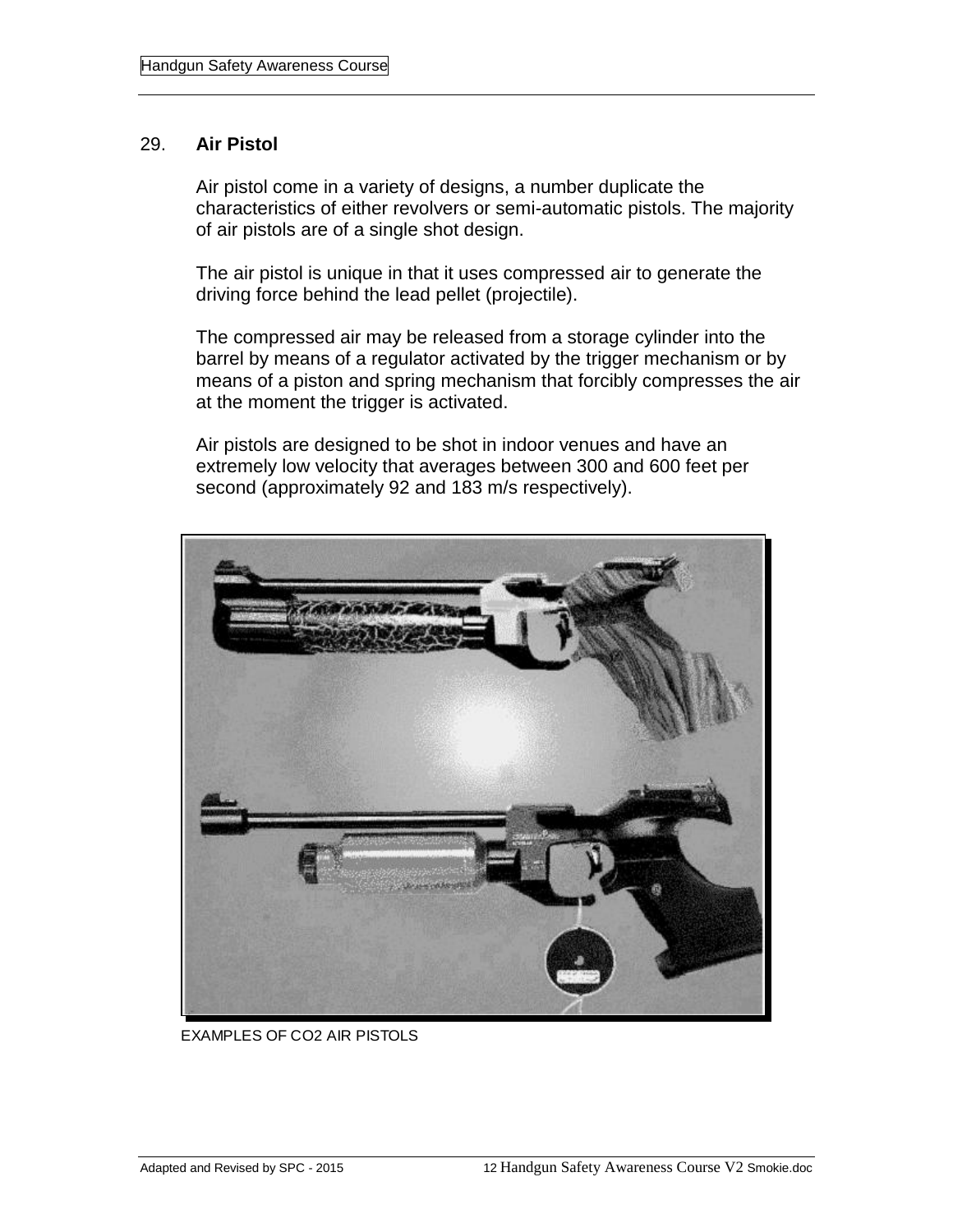## 29. **Air Pistol**

Air pistol come in a variety of designs, a number duplicate the characteristics of either revolvers or semi-automatic pistols. The majority of air pistols are of a single shot design.

The air pistol is unique in that it uses compressed air to generate the driving force behind the lead pellet (projectile).

The compressed air may be released from a storage cylinder into the barrel by means of a regulator activated by the trigger mechanism or by means of a piston and spring mechanism that forcibly compresses the air at the moment the trigger is activated.

Air pistols are designed to be shot in indoor venues and have an extremely low velocity that averages between 300 and 600 feet per second (approximately 92 and 183 m/s respectively).

EXAMPLES OF CO2 AIR PISTOLS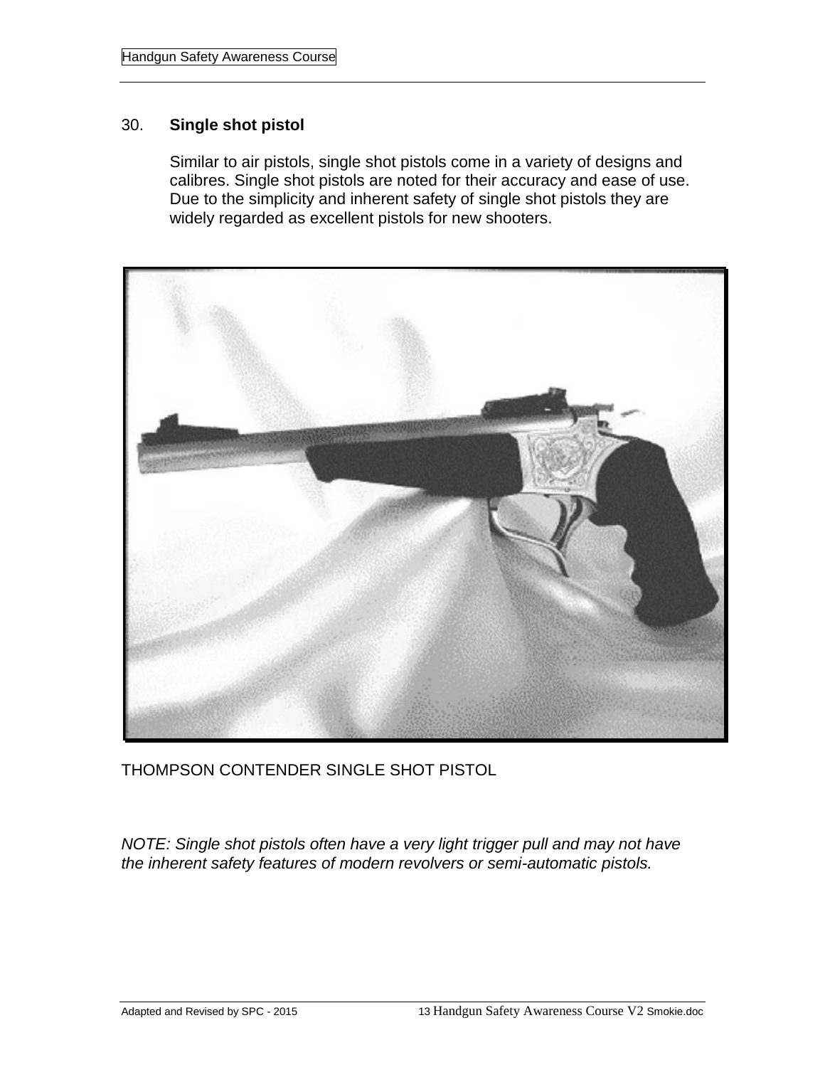## 30. **Single shot pistol**

Similar to air pistols, single shot pistols come in a variety of designs and calibres. Single shot pistols are noted for their accuracy and ease of use. Due to the simplicity and inherent safety of single shot pistols they are widely regarded as excellent pistols for new shooters.

THOMPSON CONTENDER SINGLE SHOT PISTOL

*NOTE: Single shot pistols often have a very light trigger pull and may not have the inherent safety features of modern revolvers or semi-automatic pistols.*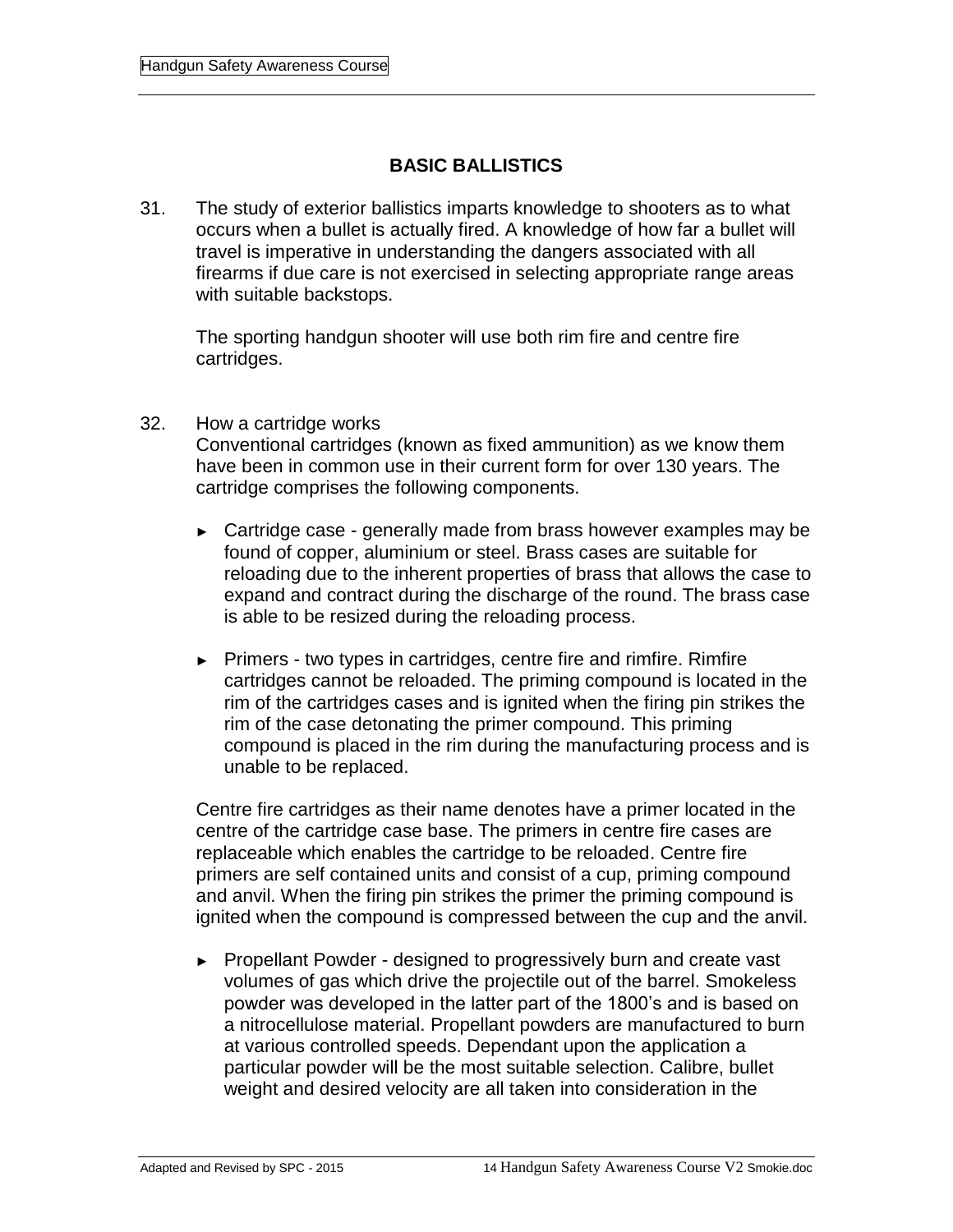## BASIC BALLISTICS

31. The study of exterior ballistics imparts knowledge to shooters as to what occurs when a bullet is actually fired. A knowledge of how far a bullet will travel is imperative in understanding the dangers associated with all firearms if due care is not exercised in selecting appropriate range areas with suitable backstops.

    The sporting handgun shooter will use both rim fire and centre fire cartridges.

32. How a cartridge works
    Conventional cartridges (known as fixed ammunition) as we know them have been in common use in their current form for over 130 years. The cartridge comprises the following components.

    - Cartridge case - generally made from brass however examples may be found of copper, aluminium or steel. Brass cases are suitable for reloading due to the inherent properties of brass that allows the case to expand and contract during the discharge of the round. The brass case is able to be resized during the reloading process.

    - Primers - two types in cartridges, centre fire and rimfire. Rimfire cartridges cannot be reloaded. The priming compound is located in the rim of the cartridges cases and is ignited when the firing pin strikes the rim of the case detonating the primer compound. This priming compound is placed in the rim during the manufacturing process and is unable to be replaced.

    Centre fire cartridges as their name denotes have a primer located in the centre of the cartridge case base. The primers in centre fire cases are replaceable which enables the cartridge to be reloaded. Centre fire primers are self contained units and consist of a cup, priming compound and anvil. When the firing pin strikes the primer the priming compound is ignited when the compound is compressed between the cup and the anvil.

    - Propellant Powder - designed to progressively burn and create vast volumes of gas which drive the projectile out of the barrel. Smokeless powder was developed in the latter part of the 1800's and is based on a nitrocellulose material. Propellant powders are manufactured to burn at various controlled speeds. Dependant upon the application a particular powder will be the most suitable selection. Calibre, bullet weight and desired velocity are all taken into consideration in the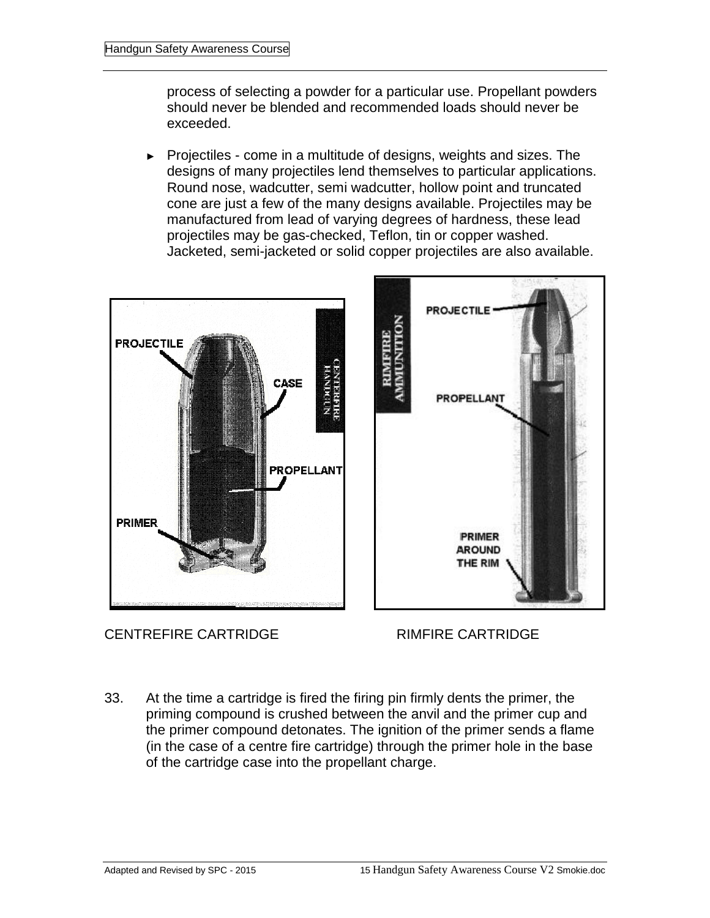process of selecting a powder for a particular use. Propellant powders should never be blended and recommended loads should never be exceeded.

- Projectiles - come in a multitude of designs, weights and sizes. The designs of many projectiles lend themselves to particular applications. Round nose, wadcutter, semi wadcutter, hollow point and truncated cone are just a few of the many designs available. Projectiles may be manufactured from lead of varying degrees of hardness, these lead projectiles may be gas-checked, Teflon, tin or copper washed. Jacketed, semi-jacketed or solid copper projectiles are also available.

CENTREFIRE CARTRIDGE

RIMFIRE CARTRIDGE

33. At the time a cartridge is fired the firing pin firmly dents the primer, the priming compound is crushed between the anvil and the primer cup and the primer compound detonates. The ignition of the primer sends a flame (in the case of a centre fire cartridge) through the primer hole in the base of the cartridge case into the propellant charge.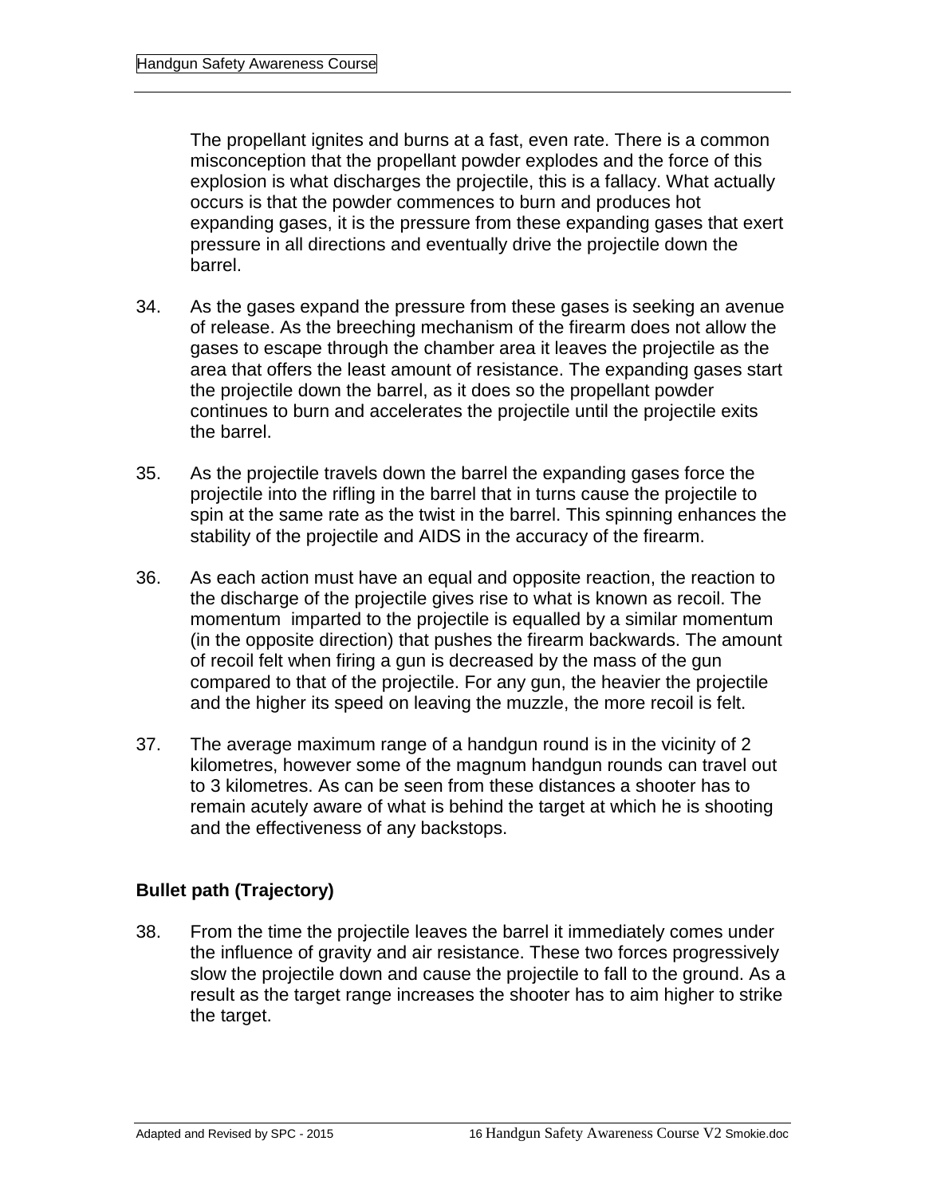The propellant ignites and burns at a fast, even rate. There is a common misconception that the propellant powder explodes and the force of this explosion is what discharges the projectile, this is a fallacy. What actually occurs is that the powder commences to burn and produces hot expanding gases, it is the pressure from these expanding gases that exert pressure in all directions and eventually drive the projectile down the barrel.

34. As the gases expand the pressure from these gases is seeking an avenue of release. As the breeching mechanism of the firearm does not allow the gases to escape through the chamber area it leaves the projectile as the area that offers the least amount of resistance. The expanding gases start the projectile down the barrel, as it does so the propellant powder continues to burn and accelerates the projectile until the projectile exits the barrel.

35. As the projectile travels down the barrel the expanding gases force the projectile into the rifling in the barrel that in turns cause the projectile to spin at the same rate as the twist in the barrel. This spinning enhances the stability of the projectile and AIDS in the accuracy of the firearm.

36. As each action must have an equal and opposite reaction, the reaction to the discharge of the projectile gives rise to what is known as recoil. The momentum imparted to the projectile is equalled by a similar momentum (in the opposite direction) that pushes the firearm backwards. The amount of recoil felt when firing a gun is decreased by the mass of the gun compared to that of the projectile. For any gun, the heavier the projectile and the higher its speed on leaving the muzzle, the more recoil is felt.

37. The average maximum range of a handgun round is in the vicinity of 2 kilometres, however some of the magnum handgun rounds can travel out to 3 kilometres. As can be seen from these distances a shooter has to remain acutely aware of what is behind the target at which he is shooting and the effectiveness of any backstops.

### Bullet path (Trajectory)

38. From the time the projectile leaves the barrel it immediately comes under the influence of gravity and air resistance. These two forces progressively slow the projectile down and cause the projectile to fall to the ground. As a result as the target range increases the shooter has to aim higher to strike the target.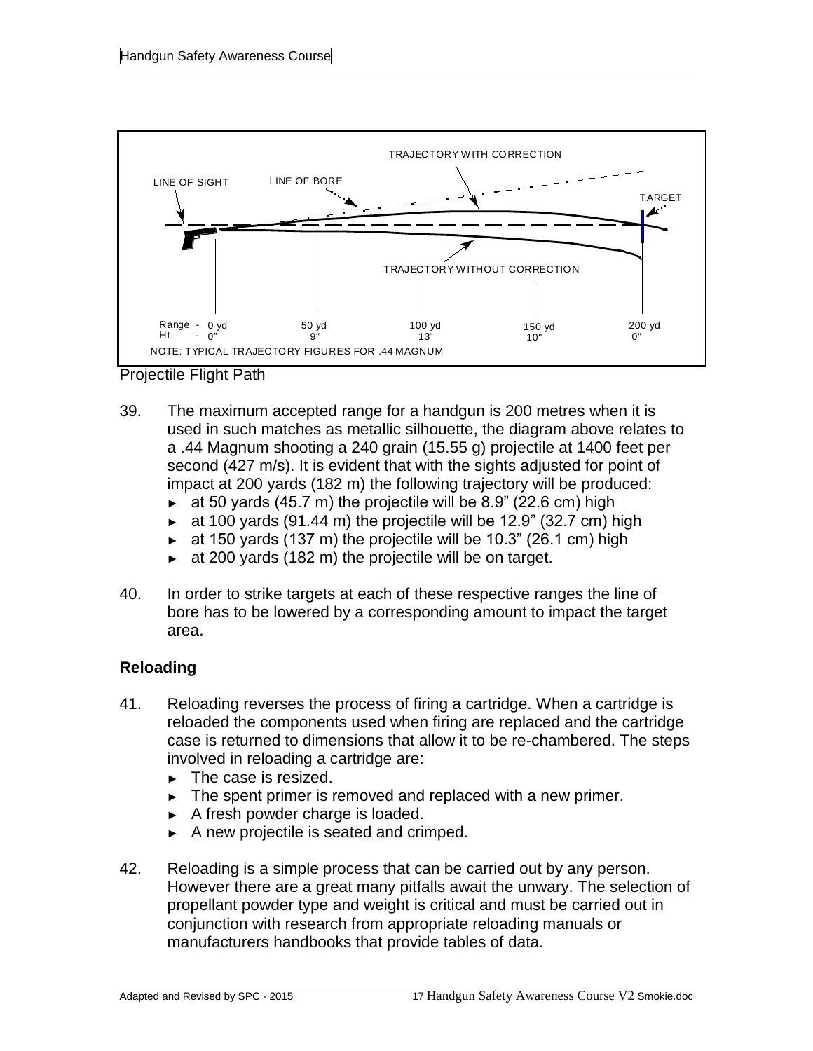Projectile Flight Path

39. The maximum accepted range for a handgun is 200 metres when it is used in such matches as metallic silhouette, the diagram above relates to a .44 Magnum shooting a 240 grain (15.55 g) projectile at 1400 feet per second (427 m/s). It is evident that with the sights adjusted for point of impact at 200 yards (182 m) the following trajectory will be produced:
   - at 50 yards (45.7 m) the projectile will be 8.9" (22.6 cm) high
   - at 100 yards (91.44 m) the projectile will be 12.9" (32.7 cm) high
   - at 150 yards (137 m) the projectile will be 10.3" (26.1 cm) high
   - at 200 yards (182 m) the projectile will be on target.

40. In order to strike targets at each of these respective ranges the line of bore has to be lowered by a corresponding amount to impact the target area.

### Reloading

41. Reloading reverses the process of firing a cartridge. When a cartridge is reloaded the components used when firing are replaced and the cartridge case is returned to dimensions that allow it to be re-chambered. The steps involved in reloading a cartridge are:
   - The case is resized.
   - The spent primer is removed and replaced with a new primer.
   - A fresh powder charge is loaded.
   - A new projectile is seated and crimped.

42. Reloading is a simple process that can be carried out by any person. However there are a great many pitfalls await the unwary. The selection of propellant powder type and weight is critical and must be carried out in conjunction with research from appropriate reloading manuals or manufacturers handbooks that provide tables of data.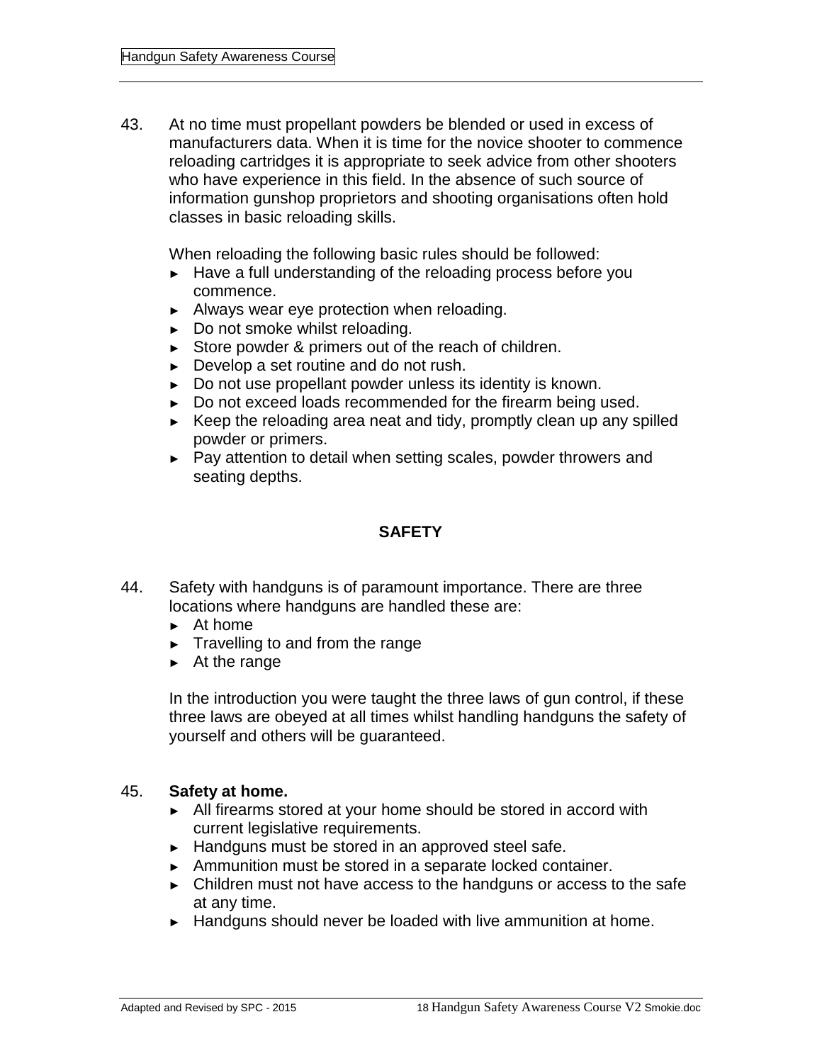43. At no time must propellant powders be blended or used in excess of manufacturers data. When it is time for the novice shooter to commence reloading cartridges it is appropriate to seek advice from other shooters who have experience in this field. In the absence of such source of information gunshop proprietors and shooting organisations often hold classes in basic reloading skills.

    When reloading the following basic rules should be followed:

    - Have a full understanding of the reloading process before you commence.
    - Always wear eye protection when reloading.
    - Do not smoke whilst reloading.
    - Store powder & primers out of the reach of children.
    - Develop a set routine and do not rush.
    - Do not use propellant powder unless its identity is known.
    - Do not exceed loads recommended for the firearm being used.
    - Keep the reloading area neat and tidy, promptly clean up any spilled powder or primers.
    - Pay attention to detail when setting scales, powder throwers and seating depths.

## SAFETY

44. Safety with handguns is of paramount importance. There are three locations where handguns are handled these are:

    - At home
    - Travelling to and from the range
    - At the range

    In the introduction you were taught the three laws of gun control, if these three laws are obeyed at all times whilst handling handguns the safety of yourself and others will be guaranteed.

45. **Safety at home.**

    - All firearms stored at your home should be stored in accord with current legislative requirements.
    - Handguns must be stored in an approved steel safe.
    - Ammunition must be stored in a separate locked container.
    - Children must not have access to the handguns or access to the safe at any time.
    - Handguns should never be loaded with live ammunition at home.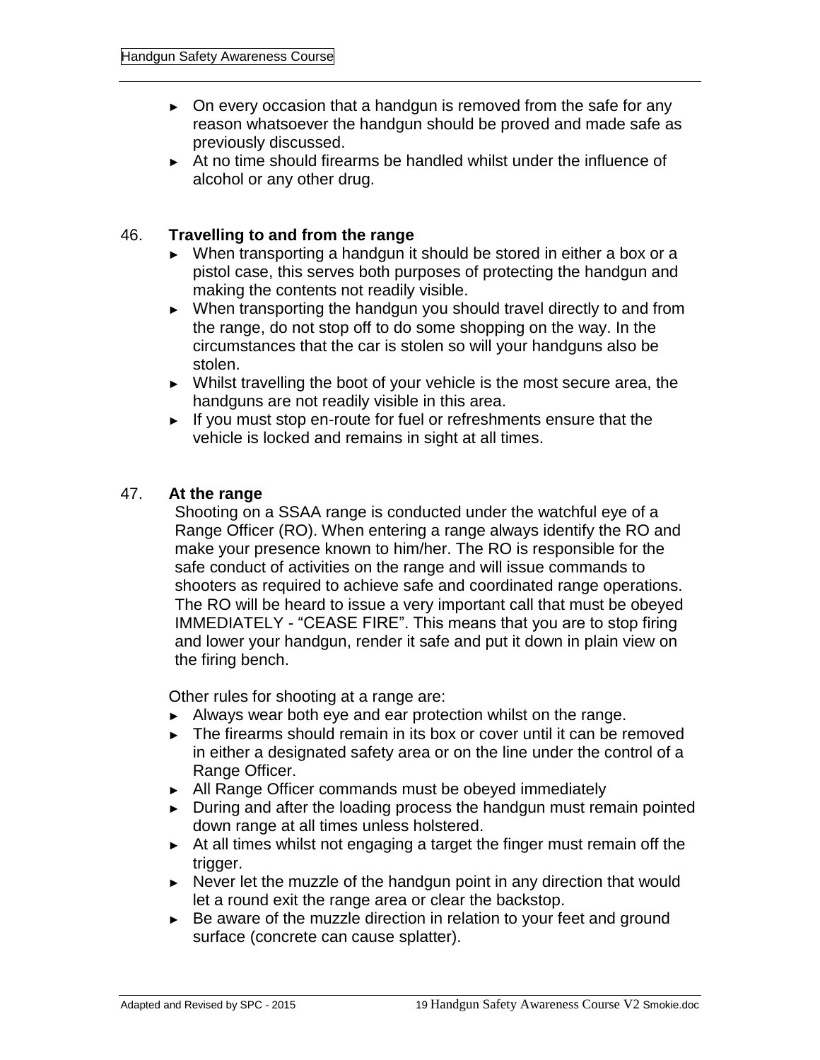- On every occasion that a handgun is removed from the safe for any reason whatsoever the handgun should be proved and made safe as previously discussed.
- At no time should firearms be handled whilst under the influence of alcohol or any other drug.

## 46. **Travelling to and from the range**

- When transporting a handgun it should be stored in either a box or a pistol case, this serves both purposes of protecting the handgun and making the contents not readily visible.
- When transporting the handgun you should travel directly to and from the range, do not stop off to do some shopping on the way. In the circumstances that the car is stolen so will your handguns also be stolen.
- Whilst travelling the boot of your vehicle is the most secure area, the handguns are not readily visible in this area.
- If you must stop en-route for fuel or refreshments ensure that the vehicle is locked and remains in sight at all times.

## 47. **At the range**

Shooting on a SSAA range is conducted under the watchful eye of a Range Officer (RO). When entering a range always identify the RO and make your presence known to him/her. The RO is responsible for the safe conduct of activities on the range and will issue commands to shooters as required to achieve safe and coordinated range operations. The RO will be heard to issue a very important call that must be obeyed IMMEDIATELY - “CEASE FIRE”. This means that you are to stop firing and lower your handgun, render it safe and put it down in plain view on the firing bench.

Other rules for shooting at a range are:

- Always wear both eye and ear protection whilst on the range.
- The firearms should remain in its box or cover until it can be removed in either a designated safety area or on the line under the control of a Range Officer.
- All Range Officer commands must be obeyed immediately
- During and after the loading process the handgun must remain pointed down range at all times unless holstered.
- At all times whilst not engaging a target the finger must remain off the trigger.
- Never let the muzzle of the handgun point in any direction that would let a round exit the range area or clear the backstop.
- Be aware of the muzzle direction in relation to your feet and ground surface (concrete can cause splatter).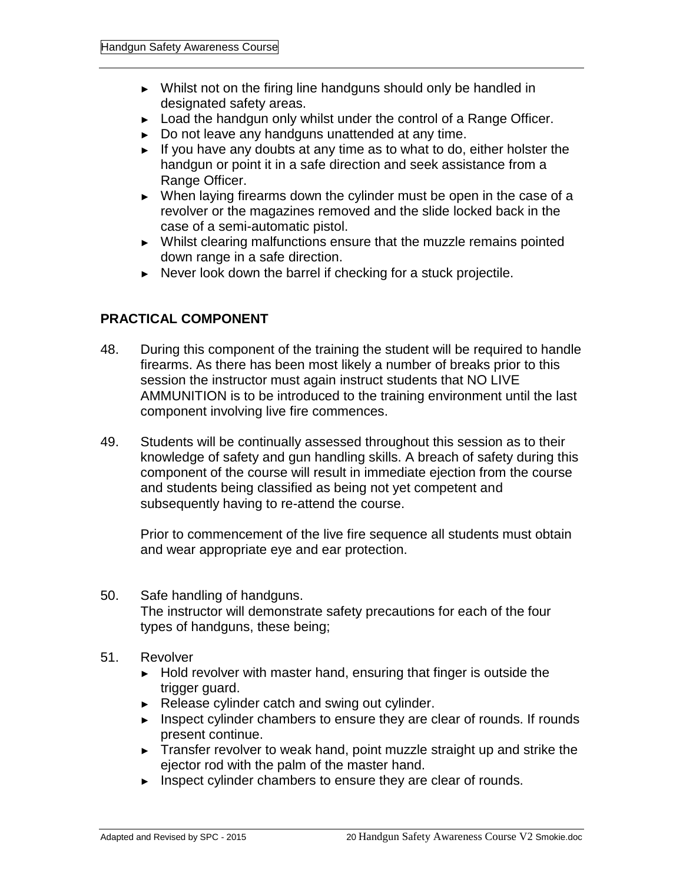- Whilst not on the firing line handguns should only be handled in designated safety areas.
- Load the handgun only whilst under the control of a Range Officer.
- Do not leave any handguns unattended at any time.
- If you have any doubts at any time as to what to do, either holster the handgun or point it in a safe direction and seek assistance from a Range Officer.
- When laying firearms down the cylinder must be open in the case of a revolver or the magazines removed and the slide locked back in the case of a semi-automatic pistol.
- Whilst clearing malfunctions ensure that the muzzle remains pointed down range in a safe direction.
- Never look down the barrel if checking for a stuck projectile.

## PRACTICAL COMPONENT

48. During this component of the training the student will be required to handle firearms. As there has been most likely a number of breaks prior to this session the instructor must again instruct students that NO LIVE AMMUNITION is to be introduced to the training environment until the last component involving live fire commences.

49. Students will be continually assessed throughout this session as to their knowledge of safety and gun handling skills. A breach of safety during this component of the course will result in immediate ejection from the course and students being classified as being not yet competent and subsequently having to re-attend the course.

    Prior to commencement of the live fire sequence all students must obtain and wear appropriate eye and ear protection.

50. Safe handling of handguns.
    The instructor will demonstrate safety precautions for each of the four types of handguns, these being;

51. Revolver
    - Hold revolver with master hand, ensuring that finger is outside the trigger guard.
    - Release cylinder catch and swing out cylinder.
    - Inspect cylinder chambers to ensure they are clear of rounds. If rounds present continue.
    - Transfer revolver to weak hand, point muzzle straight up and strike the ejector rod with the palm of the master hand.
    - Inspect cylinder chambers to ensure they are clear of rounds.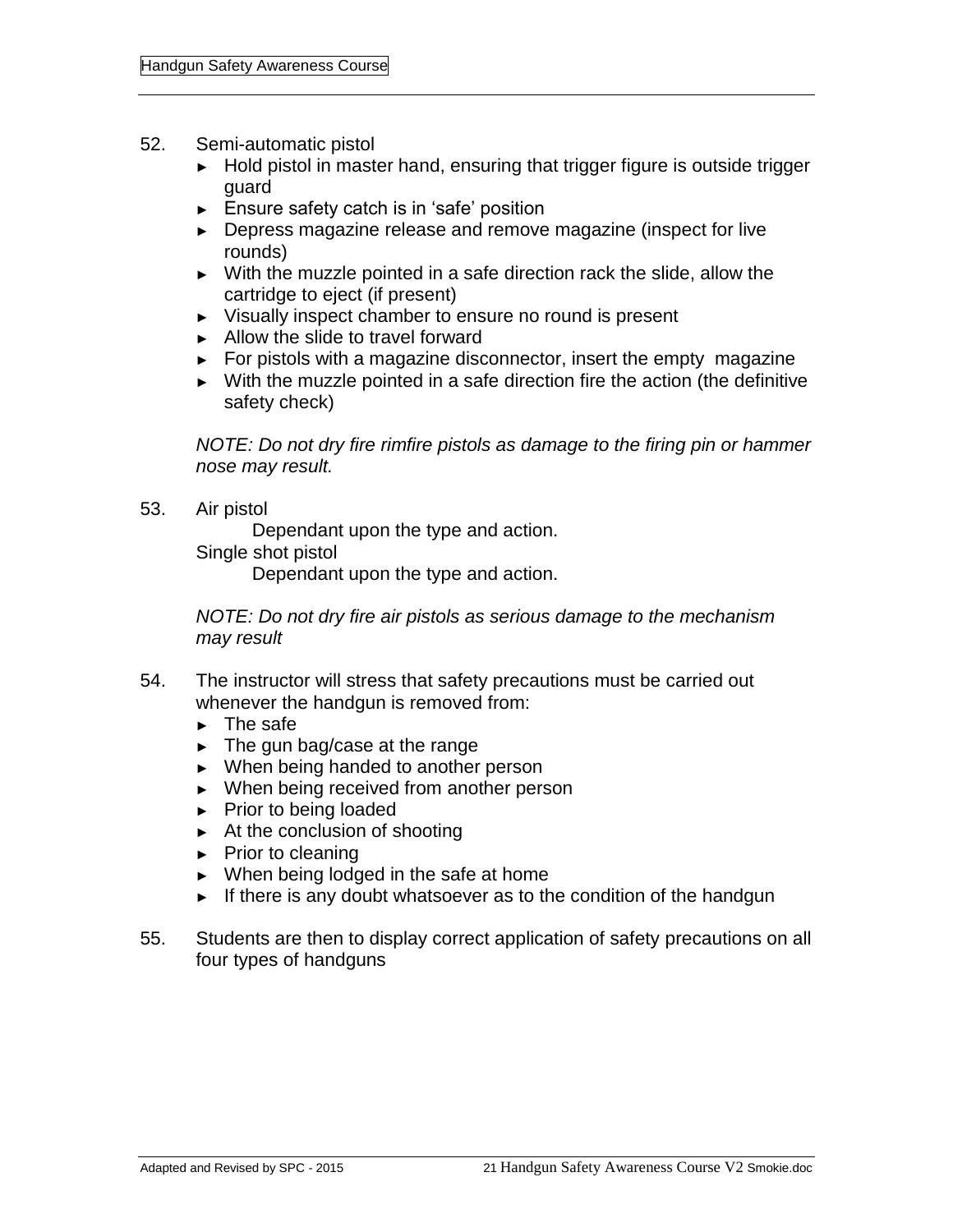52. Semi-automatic pistol
    - Hold pistol in master hand, ensuring that trigger figure is outside trigger guard
    - Ensure safety catch is in ‘safe’ position
    - Depress magazine release and remove magazine (inspect for live rounds)
    - With the muzzle pointed in a safe direction rack the slide, allow the cartridge to eject (if present)
    - Visually inspect chamber to ensure no round is present
    - Allow the slide to travel forward
    - For pistols with a magazine disconnector, insert the empty magazine
    - With the muzzle pointed in a safe direction fire the action (the definitive safety check)

    *NOTE: Do not dry fire rimfire pistols as damage to the firing pin or hammer nose may result.*

53. Air pistol

    Dependant upon the type and action.

    Single shot pistol

    Dependant upon the type and action.

    *NOTE: Do not dry fire air pistols as serious damage to the mechanism may result*

54. The instructor will stress that safety precautions must be carried out whenever the handgun is removed from:
    - The safe
    - The gun bag/case at the range
    - When being handed to another person
    - When being received from another person
    - Prior to being loaded
    - At the conclusion of shooting
    - Prior to cleaning
    - When being lodged in the safe at home
    - If there is any doubt whatsoever as to the condition of the handgun

55. Students are then to display correct application of safety precautions on all four types of handguns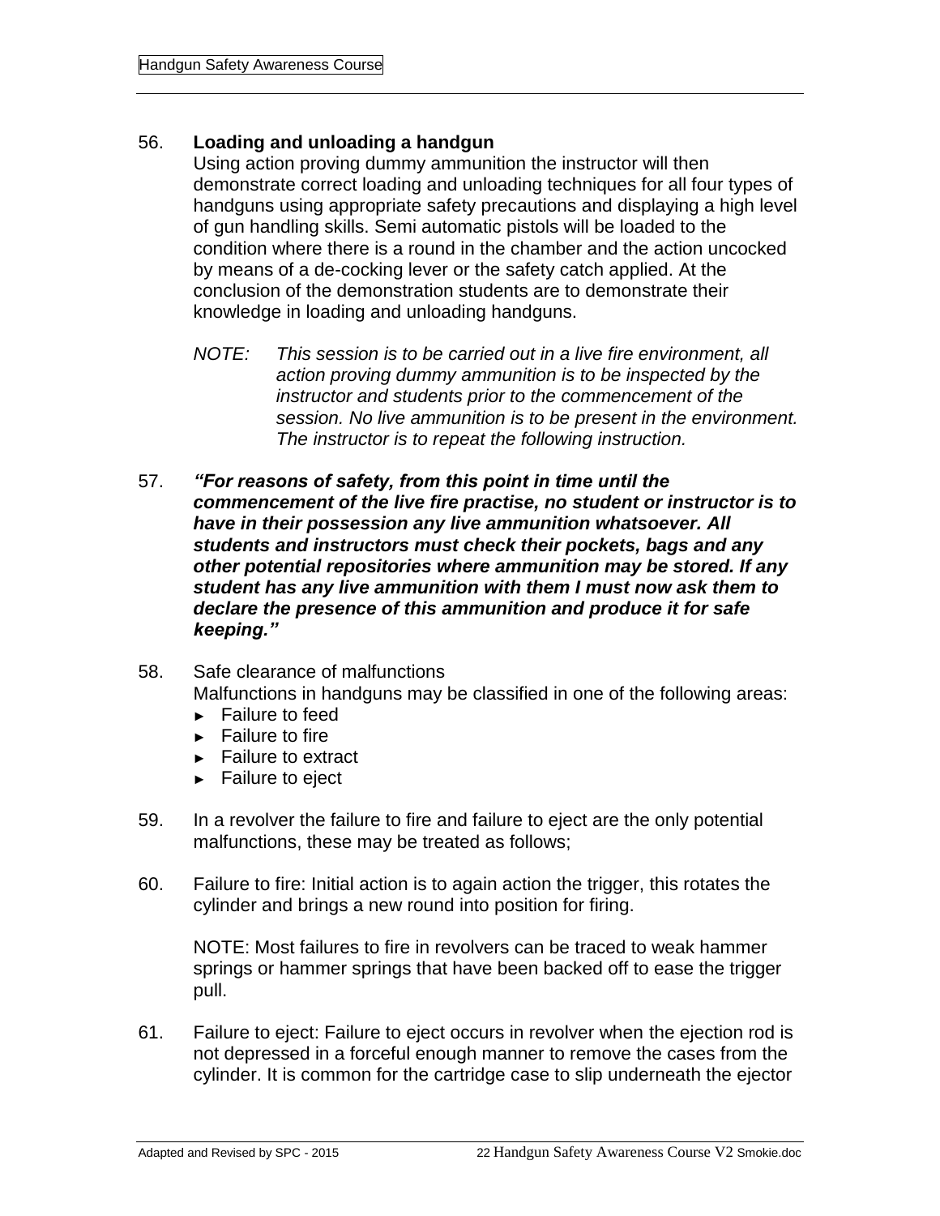56. **Loading and unloading a handgun**

Using action proving dummy ammunition the instructor will then demonstrate correct loading and unloading techniques for all four types of handguns using appropriate safety precautions and displaying a high level of gun handling skills. Semi automatic pistols will be loaded to the condition where there is a round in the chamber and the action uncocked by means of a de-cocking lever or the safety catch applied. At the conclusion of the demonstration students are to demonstrate their knowledge in loading and unloading handguns.

*NOTE: This session is to be carried out in a live fire environment, all action proving dummy ammunition is to be inspected by the instructor and students prior to the commencement of the session. No live ammunition is to be present in the environment. The instructor is to repeat the following instruction.*

57. ***"For reasons of safety, from this point in time until the commencement of the live fire practise, no student or instructor is to have in their possession any live ammunition whatsoever. All students and instructors must check their pockets, bags and any other potential repositories where ammunition may be stored. If any student has any live ammunition with them I must now ask them to declare the presence of this ammunition and produce it for safe keeping."***

58. Safe clearance of malfunctions

Malfunctions in handguns may be classified in one of the following areas:

- Failure to feed
- Failure to fire
- Failure to extract
- Failure to eject

59. In a revolver the failure to fire and failure to eject are the only potential malfunctions, these may be treated as follows;

60. Failure to fire: Initial action is to again action the trigger, this rotates the cylinder and brings a new round into position for firing.

NOTE: Most failures to fire in revolvers can be traced to weak hammer springs or hammer springs that have been backed off to ease the trigger pull.

61. Failure to eject: Failure to eject occurs in revolver when the ejection rod is not depressed in a forceful enough manner to remove the cases from the cylinder. It is common for the cartridge case to slip underneath the ejector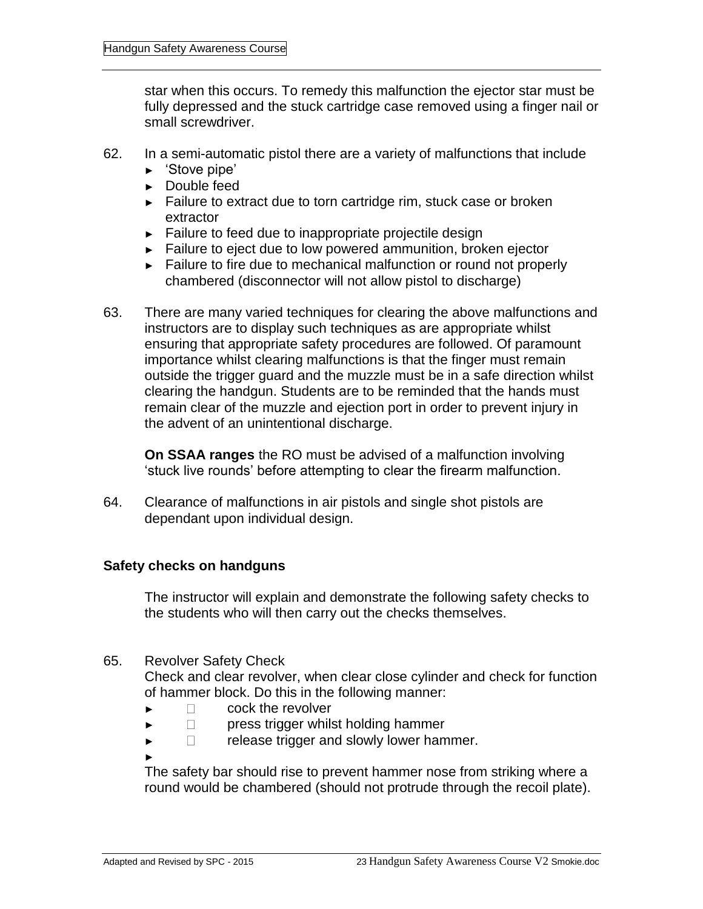star when this occurs. To remedy this malfunction the ejector star must be fully depressed and the stuck cartridge case removed using a finger nail or small screwdriver.

62. In a semi-automatic pistol there are a variety of malfunctions that include
    - 'Stove pipe'
    - Double feed
    - Failure to extract due to torn cartridge rim, stuck case or broken extractor
    - Failure to feed due to inappropriate projectile design
    - Failure to eject due to low powered ammunition, broken ejector
    - Failure to fire due to mechanical malfunction or round not properly chambered (disconnector will not allow pistol to discharge)

63. There are many varied techniques for clearing the above malfunctions and instructors are to display such techniques as are appropriate whilst ensuring that appropriate safety procedures are followed. Of paramount importance whilst clearing malfunctions is that the finger must remain outside the trigger guard and the muzzle must be in a safe direction whilst clearing the handgun. Students are to be reminded that the hands must remain clear of the muzzle and ejection port in order to prevent injury in the advent of an unintentional discharge.

    **On SSAA ranges** the RO must be advised of a malfunction involving 'stuck live rounds' before attempting to clear the firearm malfunction.

64. Clearance of malfunctions in air pistols and single shot pistols are dependant upon individual design.

### Safety checks on handguns

The instructor will explain and demonstrate the following safety checks to the students who will then carry out the checks themselves.

65. Revolver Safety Check
    Check and clear revolver, when clear close cylinder and check for function of hammer block. Do this in the following manner:
    - cock the revolver
    - press trigger whilst holding hammer
    - release trigger and slowly lower hammer.

    The safety bar should rise to prevent hammer nose from striking where a round would be chambered (should not protrude through the recoil plate).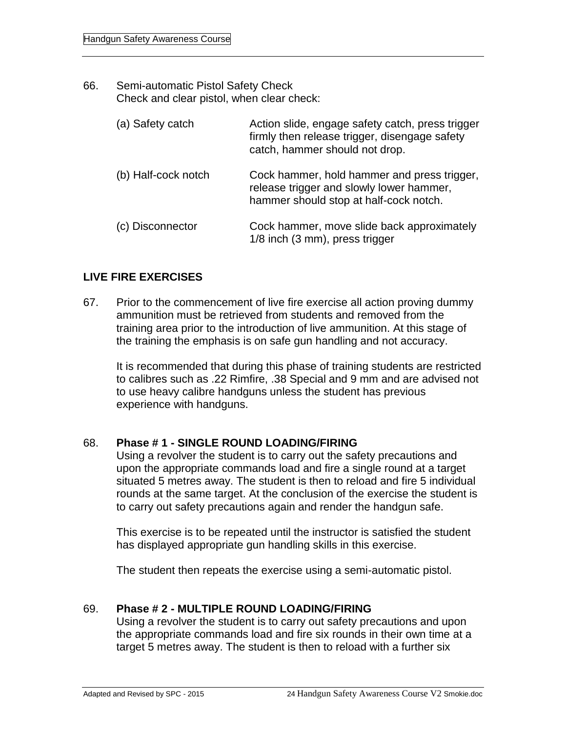66. Semi-automatic Pistol Safety Check
Check and clear pistol, when clear check:

| | |
|---|---|
| (a) Safety catch | Action slide, engage safety catch, press trigger firmly then release trigger, disengage safety catch, hammer should not drop. |
| (b) Half-cock notch | Cock hammer, hold hammer and press trigger, release trigger and slowly lower hammer, hammer should stop at half-cock notch. |
| (c) Disconnector | Cock hammer, move slide back approximately 1/8 inch (3 mm), press trigger |

## LIVE FIRE EXERCISES

67. Prior to the commencement of live fire exercise all action proving dummy ammunition must be retrieved from students and removed from the training area prior to the introduction of live ammunition. At this stage of the training the emphasis is on safe gun handling and not accuracy.

It is recommended that during this phase of training students are restricted to calibres such as .22 Rimfire, .38 Special and 9 mm and are advised not to use heavy calibre handguns unless the student has previous experience with handguns.

68. **Phase # 1 - SINGLE ROUND LOADING/FIRING**
Using a revolver the student is to carry out the safety precautions and upon the appropriate commands load and fire a single round at a target situated 5 metres away. The student is then to reload and fire 5 individual rounds at the same target. At the conclusion of the exercise the student is to carry out safety precautions again and render the handgun safe.

This exercise is to be repeated until the instructor is satisfied the student has displayed appropriate gun handling skills in this exercise.

The student then repeats the exercise using a semi-automatic pistol.

69. **Phase # 2 - MULTIPLE ROUND LOADING/FIRING**
Using a revolver the student is to carry out safety precautions and upon the appropriate commands load and fire six rounds in their own time at a target 5 metres away. The student is then to reload with a further six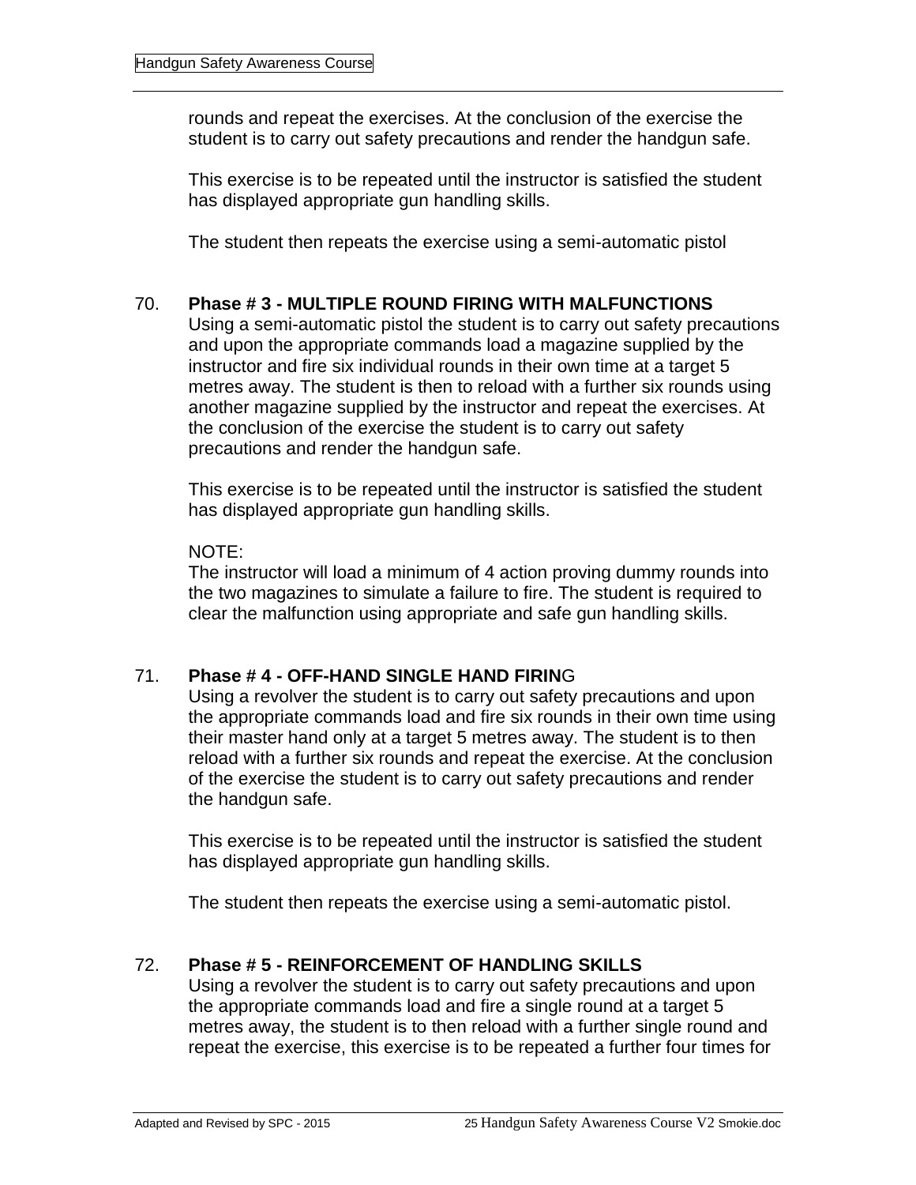rounds and repeat the exercises. At the conclusion of the exercise the student is to carry out safety precautions and render the handgun safe.

This exercise is to be repeated until the instructor is satisfied the student has displayed appropriate gun handling skills.

The student then repeats the exercise using a semi-automatic pistol

70. **Phase # 3 - MULTIPLE ROUND FIRING WITH MALFUNCTIONS**
Using a semi-automatic pistol the student is to carry out safety precautions and upon the appropriate commands load a magazine supplied by the instructor and fire six individual rounds in their own time at a target 5 metres away. The student is then to reload with a further six rounds using another magazine supplied by the instructor and repeat the exercises. At the conclusion of the exercise the student is to carry out safety precautions and render the handgun safe.

This exercise is to be repeated until the instructor is satisfied the student has displayed appropriate gun handling skills.

NOTE:
The instructor will load a minimum of 4 action proving dummy rounds into the two magazines to simulate a failure to fire. The student is required to clear the malfunction using appropriate and safe gun handling skills.

71. **Phase # 4 - OFF-HAND SINGLE HAND FIRIN**G
Using a revolver the student is to carry out safety precautions and upon the appropriate commands load and fire six rounds in their own time using their master hand only at a target 5 metres away. The student is to then reload with a further six rounds and repeat the exercise. At the conclusion of the exercise the student is to carry out safety precautions and render the handgun safe.

This exercise is to be repeated until the instructor is satisfied the student has displayed appropriate gun handling skills.

The student then repeats the exercise using a semi-automatic pistol.

72. **Phase # 5 - REINFORCEMENT OF HANDLING SKILLS**
Using a revolver the student is to carry out safety precautions and upon the appropriate commands load and fire a single round at a target 5 metres away, the student is to then reload with a further single round and repeat the exercise, this exercise is to be repeated a further four times for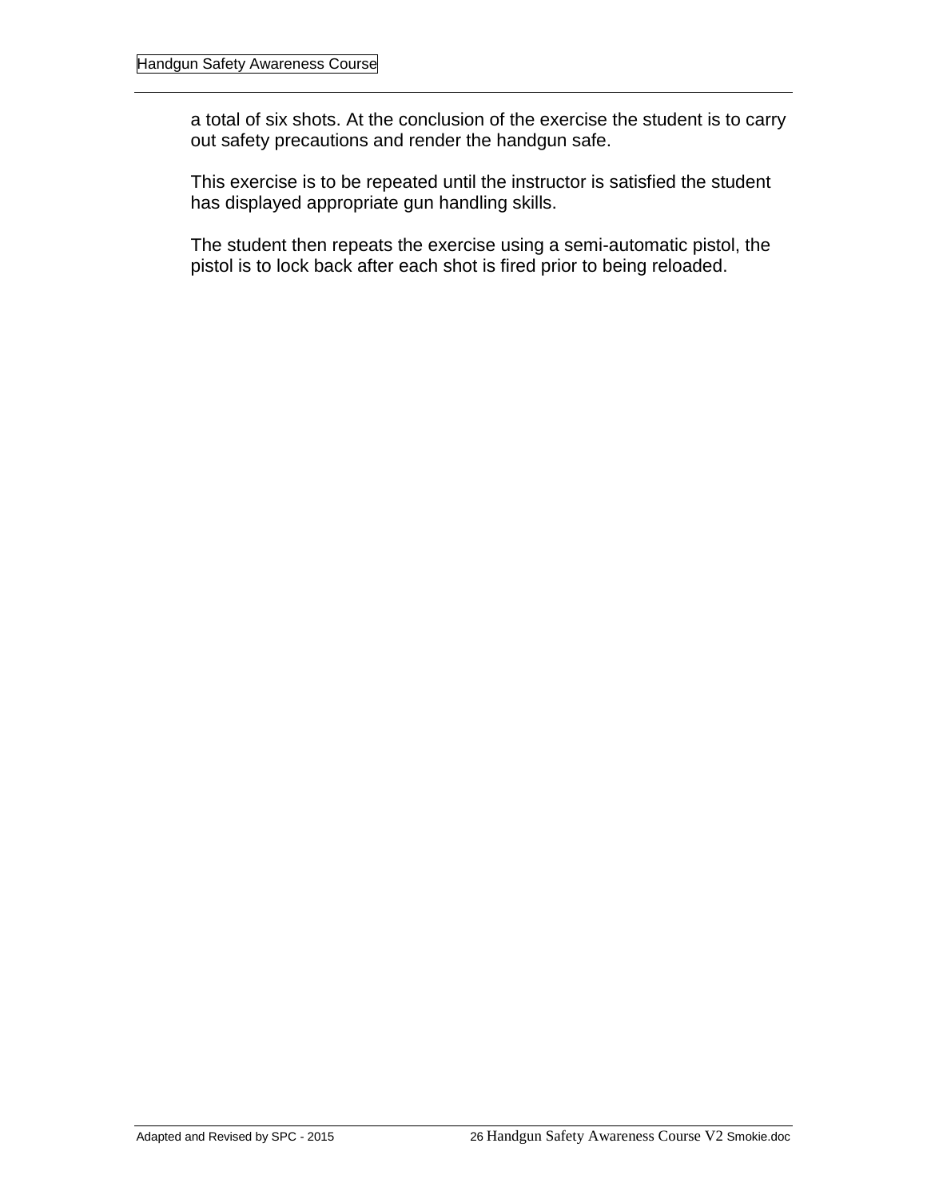a total of six shots. At the conclusion of the exercise the student is to carry out safety precautions and render the handgun safe.

This exercise is to be repeated until the instructor is satisfied the student has displayed appropriate gun handling skills.

The student then repeats the exercise using a semi-automatic pistol, the pistol is to lock back after each shot is fired prior to being reloaded.